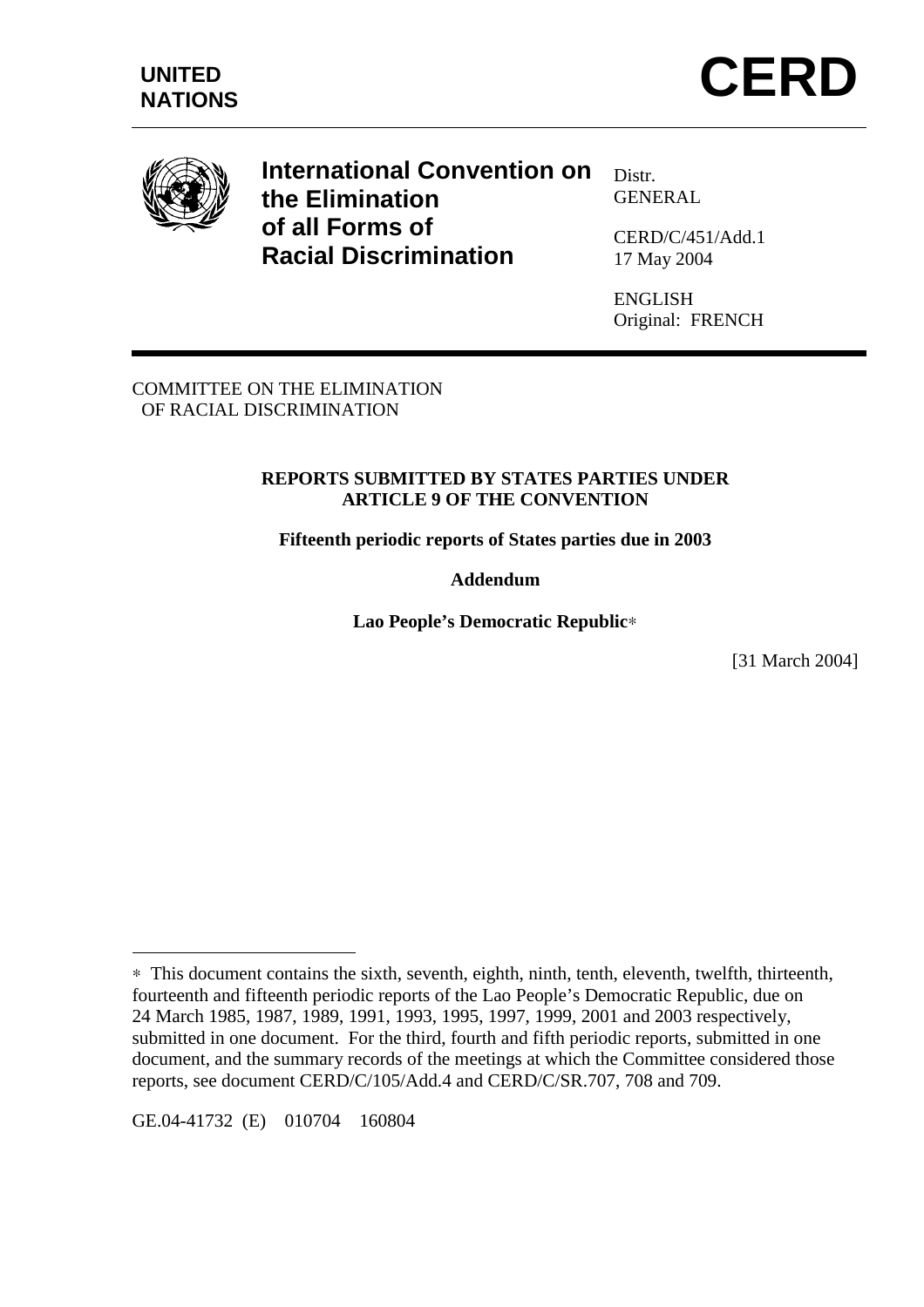**UNITED NATIONS**

# CERD

## International Convention on the Elimination of all Forms of Racial Discrimination

Distr.
GENERAL

CERD/C/451/Add.1
17 May 2004

ENGLISH
Original: FRENCH

COMMITTEE ON THE ELIMINATION
OF RACIAL DISCRIMINATION

**REPORTS SUBMITTED BY STATES PARTIES UNDER ARTICLE 9 OF THE CONVENTION**

**Fifteenth periodic reports of States parties due in 2003**

**Addendum**

**Lao People's Democratic Republic***

[31 March 2004]

---

* This document contains the sixth, seventh, eighth, ninth, tenth, eleventh, twelfth, thirteenth, fourteenth and fifteenth periodic reports of the Lao People's Democratic Republic, due on 24 March 1985, 1987, 1989, 1991, 1993, 1995, 1997, 1999, 2001 and 2003 respectively, submitted in one document. For the third, fourth and fifth periodic reports, submitted in one document, and the summary records of the meetings at which the Committee considered those reports, see document CERD/C/105/Add.4 and CERD/C/SR.707, 708 and 709.

GE.04-41732 (E) 010704 160804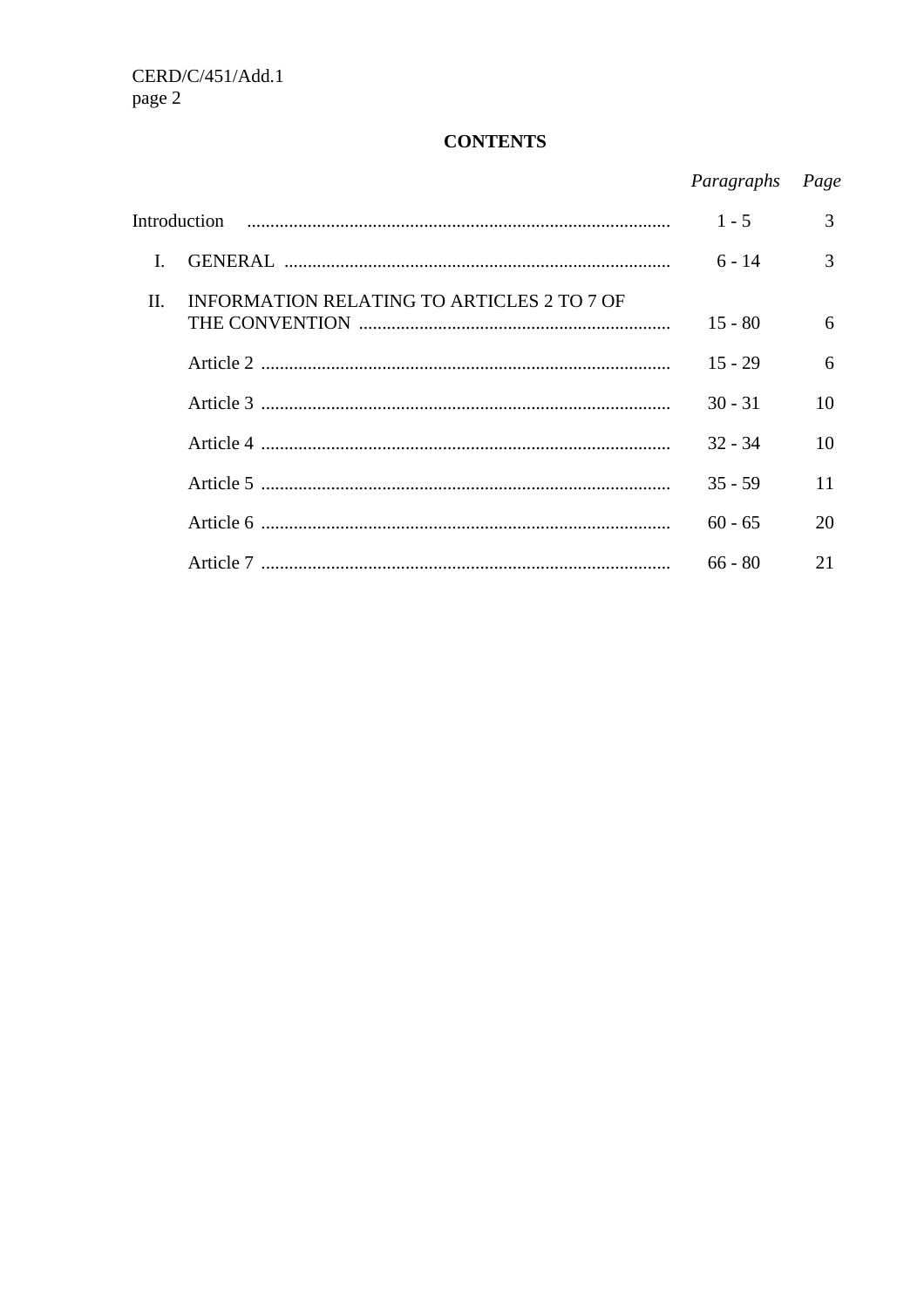## CONTENTS

| | *Paragraphs* | *Page* |
|---|---|---|
| Introduction | 1 - 5 | 3 |
| I. GENERAL | 6 - 14 | 3 |
| II. INFORMATION RELATING TO ARTICLES 2 TO 7 OF THE CONVENTION | 15 - 80 | 6 |
| Article 2 | 15 - 29 | 6 |
| Article 3 | 30 - 31 | 10 |
| Article 4 | 32 - 34 | 10 |
| Article 5 | 35 - 59 | 11 |
| Article 6 | 60 - 65 | 20 |
| Article 7 | 66 - 80 | 21 |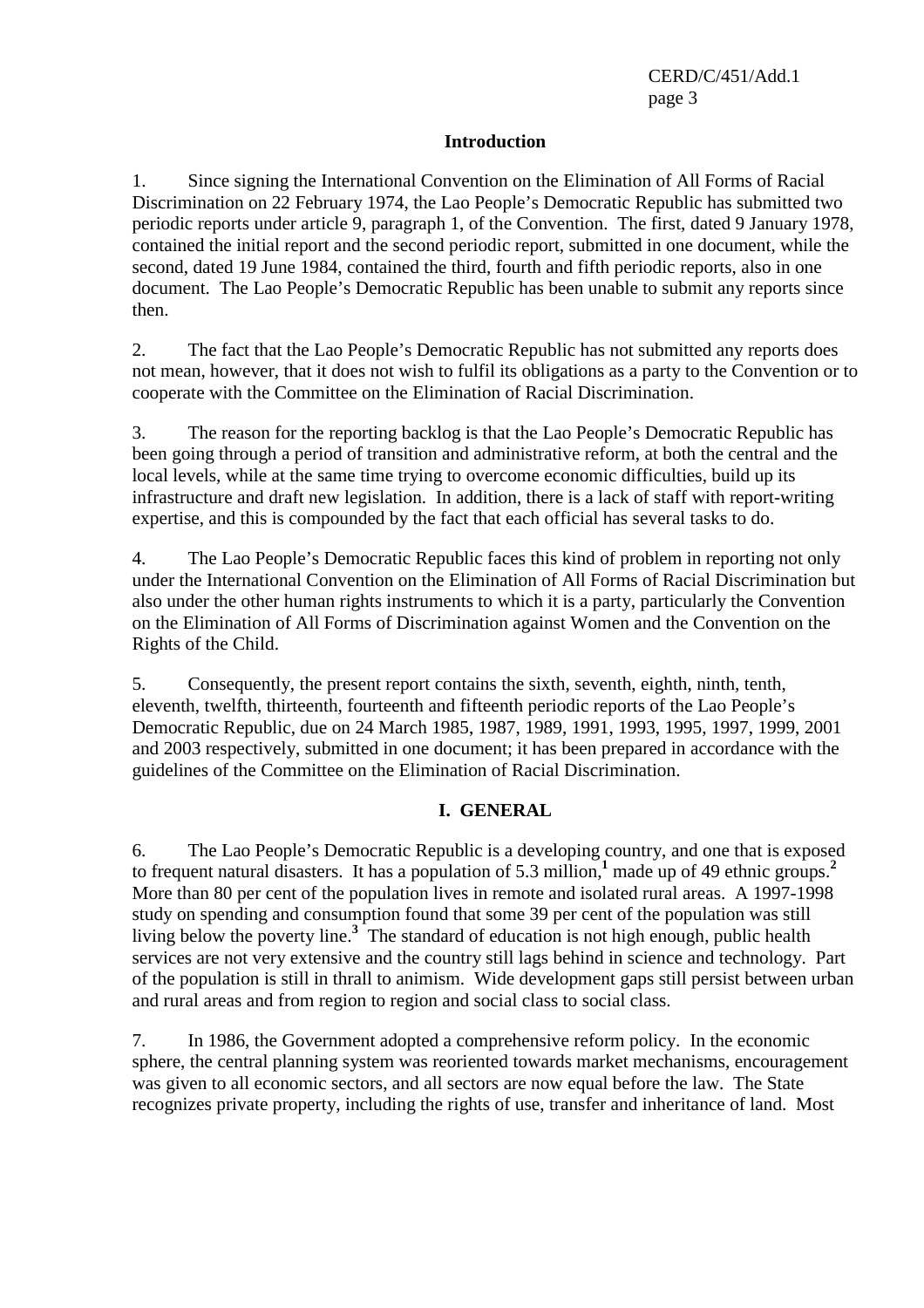## Introduction

1. Since signing the International Convention on the Elimination of All Forms of Racial Discrimination on 22 February 1974, the Lao People's Democratic Republic has submitted two periodic reports under article 9, paragraph 1, of the Convention. The first, dated 9 January 1978, contained the initial report and the second periodic report, submitted in one document, while the second, dated 19 June 1984, contained the third, fourth and fifth periodic reports, also in one document. The Lao People's Democratic Republic has been unable to submit any reports since then.

2. The fact that the Lao People's Democratic Republic has not submitted any reports does not mean, however, that it does not wish to fulfil its obligations as a party to the Convention or to cooperate with the Committee on the Elimination of Racial Discrimination.

3. The reason for the reporting backlog is that the Lao People's Democratic Republic has been going through a period of transition and administrative reform, at both the central and the local levels, while at the same time trying to overcome economic difficulties, build up its infrastructure and draft new legislation. In addition, there is a lack of staff with report-writing expertise, and this is compounded by the fact that each official has several tasks to do.

4. The Lao People's Democratic Republic faces this kind of problem in reporting not only under the International Convention on the Elimination of All Forms of Racial Discrimination but also under the other human rights instruments to which it is a party, particularly the Convention on the Elimination of All Forms of Discrimination against Women and the Convention on the Rights of the Child.

5. Consequently, the present report contains the sixth, seventh, eighth, ninth, tenth, eleventh, twelfth, thirteenth, fourteenth and fifteenth periodic reports of the Lao People's Democratic Republic, due on 24 March 1985, 1987, 1989, 1991, 1993, 1995, 1997, 1999, 2001 and 2003 respectively, submitted in one document; it has been prepared in accordance with the guidelines of the Committee on the Elimination of Racial Discrimination.

## I. GENERAL

6. The Lao People's Democratic Republic is a developing country, and one that is exposed to frequent natural disasters. It has a population of 5.3 million,[1] made up of 49 ethnic groups.[2] More than 80 per cent of the population lives in remote and isolated rural areas. A 1997-1998 study on spending and consumption found that some 39 per cent of the population was still living below the poverty line.[3] The standard of education is not high enough, public health services are not very extensive and the country still lags behind in science and technology. Part of the population is still in thrall to animism. Wide development gaps still persist between urban and rural areas and from region to region and social class to social class.

7. In 1986, the Government adopted a comprehensive reform policy. In the economic sphere, the central planning system was reoriented towards market mechanisms, encouragement was given to all economic sectors, and all sectors are now equal before the law. The State recognizes private property, including the rights of use, transfer and inheritance of land. Most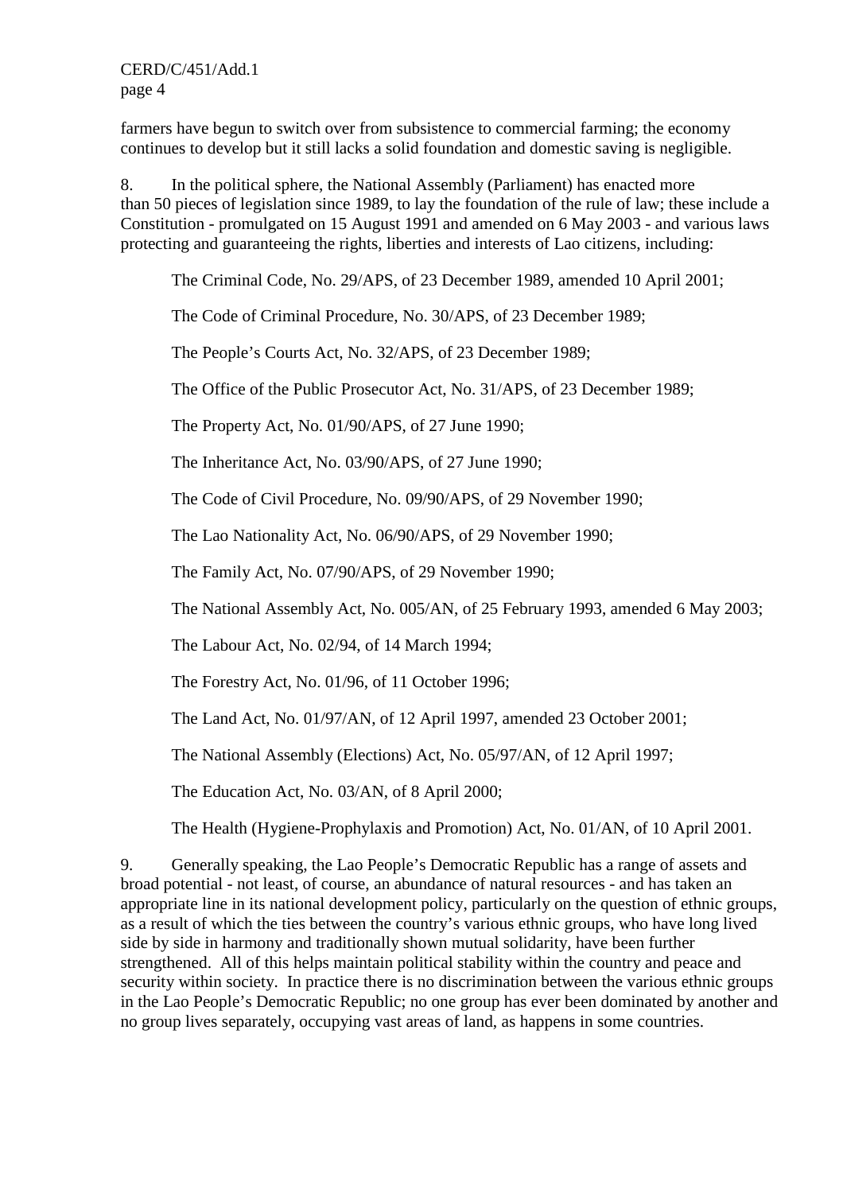farmers have begun to switch over from subsistence to commercial farming; the economy continues to develop but it still lacks a solid foundation and domestic saving is negligible.

8. In the political sphere, the National Assembly (Parliament) has enacted more than 50 pieces of legislation since 1989, to lay the foundation of the rule of law; these include a Constitution - promulgated on 15 August 1991 and amended on 6 May 2003 - and various laws protecting and guaranteeing the rights, liberties and interests of Lao citizens, including:

The Criminal Code, No. 29/APS, of 23 December 1989, amended 10 April 2001;

The Code of Criminal Procedure, No. 30/APS, of 23 December 1989;

The People's Courts Act, No. 32/APS, of 23 December 1989;

The Office of the Public Prosecutor Act, No. 31/APS, of 23 December 1989;

The Property Act, No. 01/90/APS, of 27 June 1990;

The Inheritance Act, No. 03/90/APS, of 27 June 1990;

The Code of Civil Procedure, No. 09/90/APS, of 29 November 1990;

The Lao Nationality Act, No. 06/90/APS, of 29 November 1990;

The Family Act, No. 07/90/APS, of 29 November 1990;

The National Assembly Act, No. 005/AN, of 25 February 1993, amended 6 May 2003;

The Labour Act, No. 02/94, of 14 March 1994;

The Forestry Act, No. 01/96, of 11 October 1996;

The Land Act, No. 01/97/AN, of 12 April 1997, amended 23 October 2001;

The National Assembly (Elections) Act, No. 05/97/AN, of 12 April 1997;

The Education Act, No. 03/AN, of 8 April 2000;

The Health (Hygiene-Prophylaxis and Promotion) Act, No. 01/AN, of 10 April 2001.

9. Generally speaking, the Lao People's Democratic Republic has a range of assets and broad potential - not least, of course, an abundance of natural resources - and has taken an appropriate line in its national development policy, particularly on the question of ethnic groups, as a result of which the ties between the country's various ethnic groups, who have long lived side by side in harmony and traditionally shown mutual solidarity, have been further strengthened. All of this helps maintain political stability within the country and peace and security within society. In practice there is no discrimination between the various ethnic groups in the Lao People's Democratic Republic; no one group has ever been dominated by another and no group lives separately, occupying vast areas of land, as happens in some countries.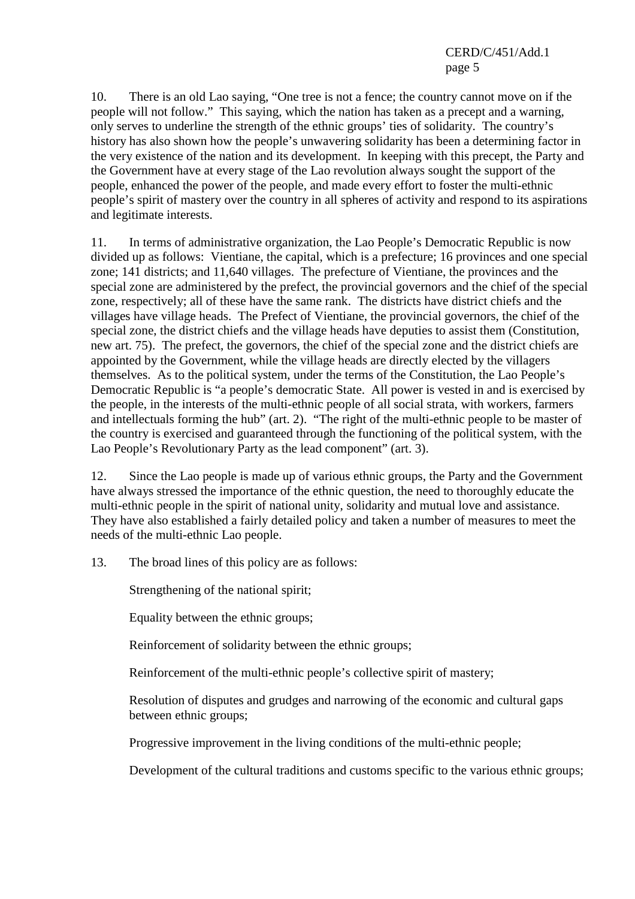10. There is an old Lao saying, "One tree is not a fence; the country cannot move on if the people will not follow." This saying, which the nation has taken as a precept and a warning, only serves to underline the strength of the ethnic groups' ties of solidarity. The country's history has also shown how the people's unwavering solidarity has been a determining factor in the very existence of the nation and its development. In keeping with this precept, the Party and the Government have at every stage of the Lao revolution always sought the support of the people, enhanced the power of the people, and made every effort to foster the multi-ethnic people's spirit of mastery over the country in all spheres of activity and respond to its aspirations and legitimate interests.

11. In terms of administrative organization, the Lao People's Democratic Republic is now divided up as follows: Vientiane, the capital, which is a prefecture; 16 provinces and one special zone; 141 districts; and 11,640 villages. The prefecture of Vientiane, the provinces and the special zone are administered by the prefect, the provincial governors and the chief of the special zone, respectively; all of these have the same rank. The districts have district chiefs and the villages have village heads. The Prefect of Vientiane, the provincial governors, the chief of the special zone, the district chiefs and the village heads have deputies to assist them (Constitution, new art. 75). The prefect, the governors, the chief of the special zone and the district chiefs are appointed by the Government, while the village heads are directly elected by the villagers themselves. As to the political system, under the terms of the Constitution, the Lao People's Democratic Republic is "a people's democratic State. All power is vested in and is exercised by the people, in the interests of the multi-ethnic people of all social strata, with workers, farmers and intellectuals forming the hub" (art. 2). "The right of the multi-ethnic people to be master of the country is exercised and guaranteed through the functioning of the political system, with the Lao People's Revolutionary Party as the lead component" (art. 3).

12. Since the Lao people is made up of various ethnic groups, the Party and the Government have always stressed the importance of the ethnic question, the need to thoroughly educate the multi-ethnic people in the spirit of national unity, solidarity and mutual love and assistance. They have also established a fairly detailed policy and taken a number of measures to meet the needs of the multi-ethnic Lao people.

13. The broad lines of this policy are as follows:

Strengthening of the national spirit;

Equality between the ethnic groups;

Reinforcement of solidarity between the ethnic groups;

Reinforcement of the multi-ethnic people's collective spirit of mastery;

Resolution of disputes and grudges and narrowing of the economic and cultural gaps between ethnic groups;

Progressive improvement in the living conditions of the multi-ethnic people;

Development of the cultural traditions and customs specific to the various ethnic groups;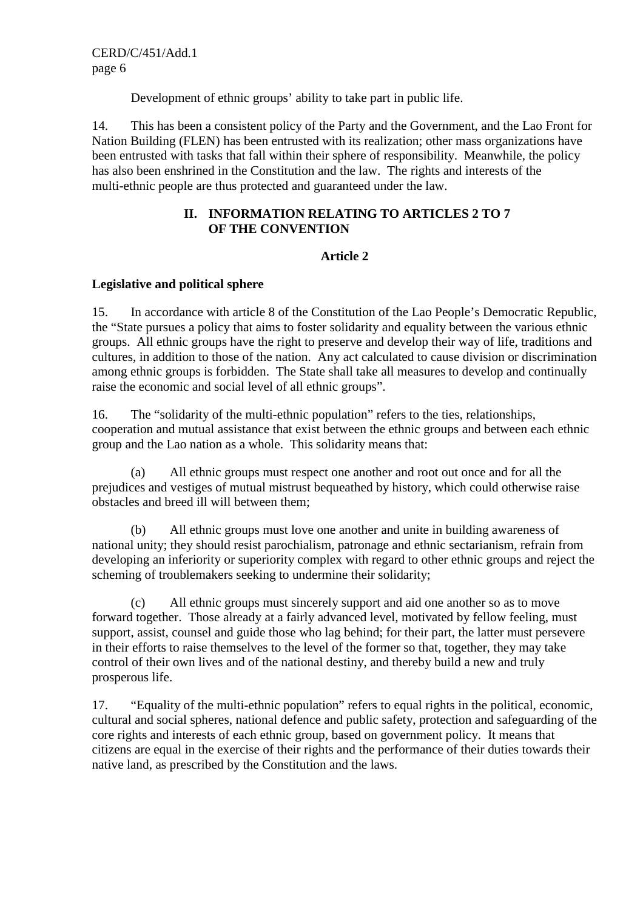Development of ethnic groups' ability to take part in public life.

14. This has been a consistent policy of the Party and the Government, and the Lao Front for Nation Building (FLEN) has been entrusted with its realization; other mass organizations have been entrusted with tasks that fall within their sphere of responsibility. Meanwhile, the policy has also been enshrined in the Constitution and the law. The rights and interests of the multi-ethnic people are thus protected and guaranteed under the law.

## II. INFORMATION RELATING TO ARTICLES 2 TO 7 OF THE CONVENTION

### Article 2

**Legislative and political sphere**

15. In accordance with article 8 of the Constitution of the Lao People's Democratic Republic, the "State pursues a policy that aims to foster solidarity and equality between the various ethnic groups. All ethnic groups have the right to preserve and develop their way of life, traditions and cultures, in addition to those of the nation. Any act calculated to cause division or discrimination among ethnic groups is forbidden. The State shall take all measures to develop and continually raise the economic and social level of all ethnic groups".

16. The "solidarity of the multi-ethnic population" refers to the ties, relationships, cooperation and mutual assistance that exist between the ethnic groups and between each ethnic group and the Lao nation as a whole. This solidarity means that:

(a) All ethnic groups must respect one another and root out once and for all the prejudices and vestiges of mutual mistrust bequeathed by history, which could otherwise raise obstacles and breed ill will between them;

(b) All ethnic groups must love one another and unite in building awareness of national unity; they should resist parochialism, patronage and ethnic sectarianism, refrain from developing an inferiority or superiority complex with regard to other ethnic groups and reject the scheming of troublemakers seeking to undermine their solidarity;

(c) All ethnic groups must sincerely support and aid one another so as to move forward together. Those already at a fairly advanced level, motivated by fellow feeling, must support, assist, counsel and guide those who lag behind; for their part, the latter must persevere in their efforts to raise themselves to the level of the former so that, together, they may take control of their own lives and of the national destiny, and thereby build a new and truly prosperous life.

17. "Equality of the multi-ethnic population" refers to equal rights in the political, economic, cultural and social spheres, national defence and public safety, protection and safeguarding of the core rights and interests of each ethnic group, based on government policy. It means that citizens are equal in the exercise of their rights and the performance of their duties towards their native land, as prescribed by the Constitution and the laws.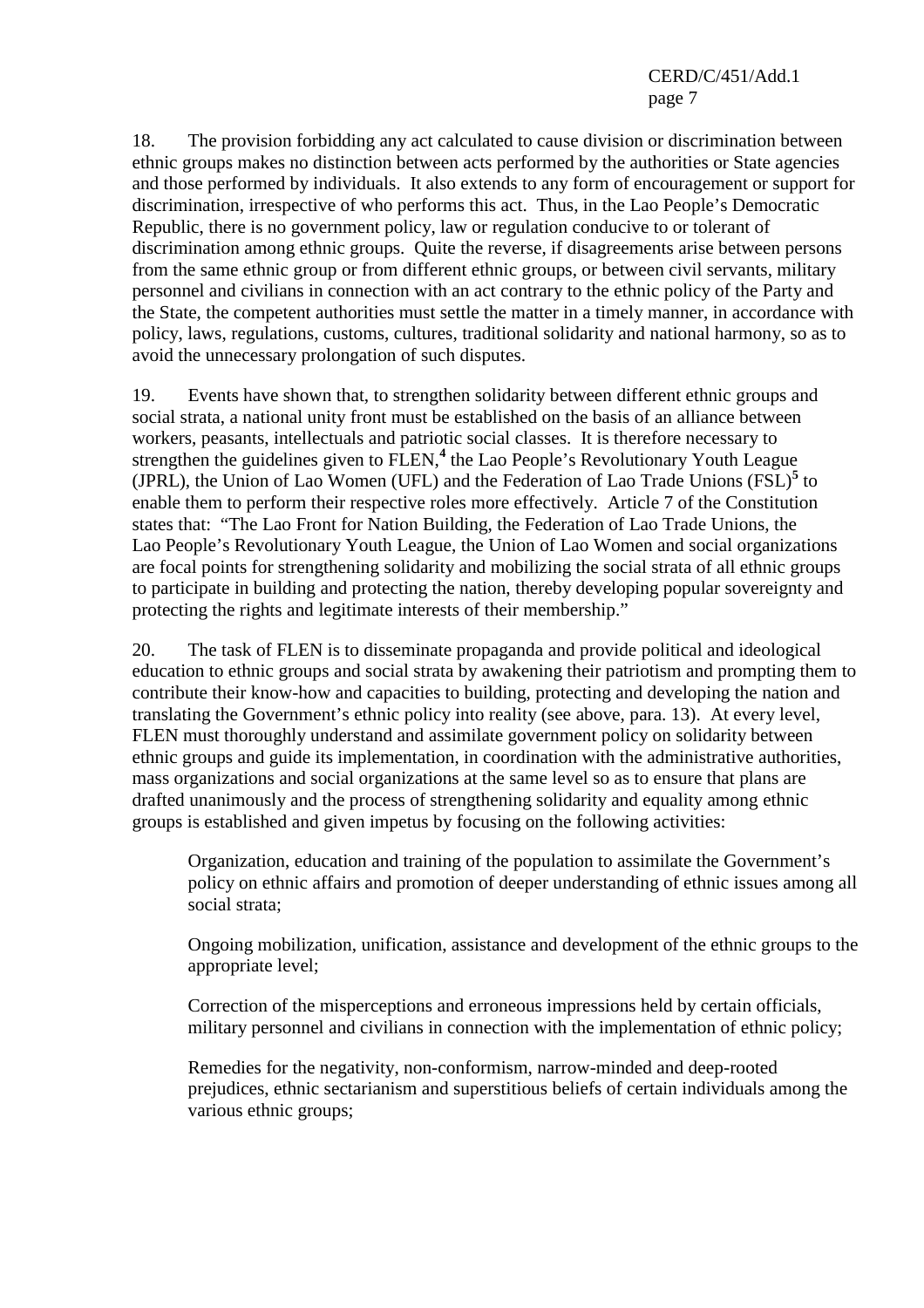18. The provision forbidding any act calculated to cause division or discrimination between ethnic groups makes no distinction between acts performed by the authorities or State agencies and those performed by individuals. It also extends to any form of encouragement or support for discrimination, irrespective of who performs this act. Thus, in the Lao People's Democratic Republic, there is no government policy, law or regulation conducive to or tolerant of discrimination among ethnic groups. Quite the reverse, if disagreements arise between persons from the same ethnic group or from different ethnic groups, or between civil servants, military personnel and civilians in connection with an act contrary to the ethnic policy of the Party and the State, the competent authorities must settle the matter in a timely manner, in accordance with policy, laws, regulations, customs, cultures, traditional solidarity and national harmony, so as to avoid the unnecessary prolongation of such disputes.

19. Events have shown that, to strengthen solidarity between different ethnic groups and social strata, a national unity front must be established on the basis of an alliance between workers, peasants, intellectuals and patriotic social classes. It is therefore necessary to strengthen the guidelines given to FLEN,[4] the Lao People's Revolutionary Youth League (JPRL), the Union of Lao Women (UFL) and the Federation of Lao Trade Unions (FSL)[5] to enable them to perform their respective roles more effectively. Article 7 of the Constitution states that: "The Lao Front for Nation Building, the Federation of Lao Trade Unions, the Lao People's Revolutionary Youth League, the Union of Lao Women and social organizations are focal points for strengthening solidarity and mobilizing the social strata of all ethnic groups to participate in building and protecting the nation, thereby developing popular sovereignty and protecting the rights and legitimate interests of their membership."

20. The task of FLEN is to disseminate propaganda and provide political and ideological education to ethnic groups and social strata by awakening their patriotism and prompting them to contribute their know-how and capacities to building, protecting and developing the nation and translating the Government's ethnic policy into reality (see above, para. 13). At every level, FLEN must thoroughly understand and assimilate government policy on solidarity between ethnic groups and guide its implementation, in coordination with the administrative authorities, mass organizations and social organizations at the same level so as to ensure that plans are drafted unanimously and the process of strengthening solidarity and equality among ethnic groups is established and given impetus by focusing on the following activities:

Organization, education and training of the population to assimilate the Government's policy on ethnic affairs and promotion of deeper understanding of ethnic issues among all social strata;

Ongoing mobilization, unification, assistance and development of the ethnic groups to the appropriate level;

Correction of the misperceptions and erroneous impressions held by certain officials, military personnel and civilians in connection with the implementation of ethnic policy;

Remedies for the negativity, non-conformism, narrow-minded and deep-rooted prejudices, ethnic sectarianism and superstitious beliefs of certain individuals among the various ethnic groups;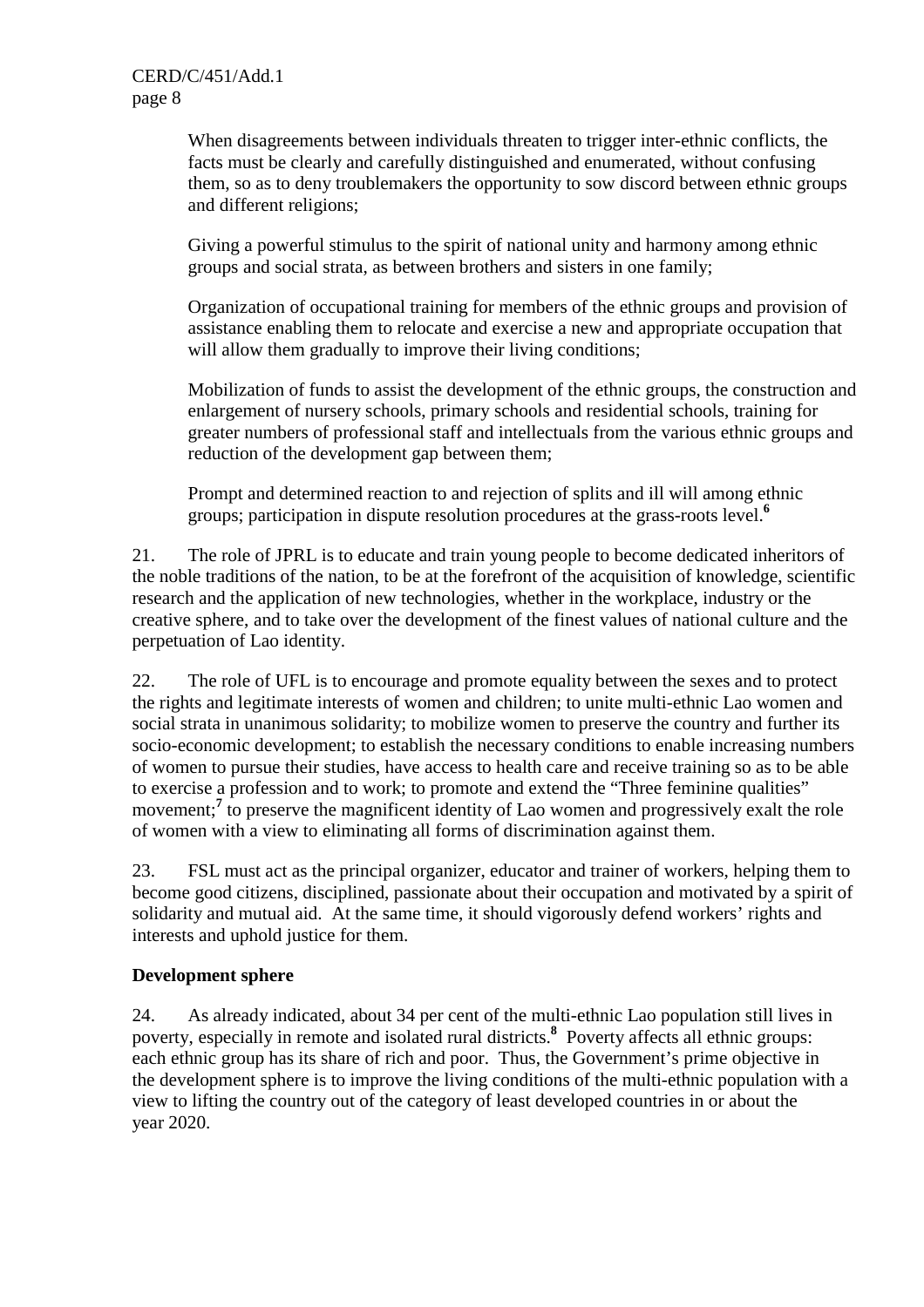When disagreements between individuals threaten to trigger inter-ethnic conflicts, the facts must be clearly and carefully distinguished and enumerated, without confusing them, so as to deny troublemakers the opportunity to sow discord between ethnic groups and different religions;

Giving a powerful stimulus to the spirit of national unity and harmony among ethnic groups and social strata, as between brothers and sisters in one family;

Organization of occupational training for members of the ethnic groups and provision of assistance enabling them to relocate and exercise a new and appropriate occupation that will allow them gradually to improve their living conditions;

Mobilization of funds to assist the development of the ethnic groups, the construction and enlargement of nursery schools, primary schools and residential schools, training for greater numbers of professional staff and intellectuals from the various ethnic groups and reduction of the development gap between them;

Prompt and determined reaction to and rejection of splits and ill will among ethnic groups; participation in dispute resolution procedures at the grass-roots level.[6]

21. The role of JPRL is to educate and train young people to become dedicated inheritors of the noble traditions of the nation, to be at the forefront of the acquisition of knowledge, scientific research and the application of new technologies, whether in the workplace, industry or the creative sphere, and to take over the development of the finest values of national culture and the perpetuation of Lao identity.

22. The role of UFL is to encourage and promote equality between the sexes and to protect the rights and legitimate interests of women and children; to unite multi-ethnic Lao women and social strata in unanimous solidarity; to mobilize women to preserve the country and further its socio-economic development; to establish the necessary conditions to enable increasing numbers of women to pursue their studies, have access to health care and receive training so as to be able to exercise a profession and to work; to promote and extend the "Three feminine qualities" movement;[7] to preserve the magnificent identity of Lao women and progressively exalt the role of women with a view to eliminating all forms of discrimination against them.

23. FSL must act as the principal organizer, educator and trainer of workers, helping them to become good citizens, disciplined, passionate about their occupation and motivated by a spirit of solidarity and mutual aid. At the same time, it should vigorously defend workers' rights and interests and uphold justice for them.

**Development sphere**

24. As already indicated, about 34 per cent of the multi-ethnic Lao population still lives in poverty, especially in remote and isolated rural districts.[8] Poverty affects all ethnic groups: each ethnic group has its share of rich and poor. Thus, the Government's prime objective in the development sphere is to improve the living conditions of the multi-ethnic population with a view to lifting the country out of the category of least developed countries in or about the year 2020.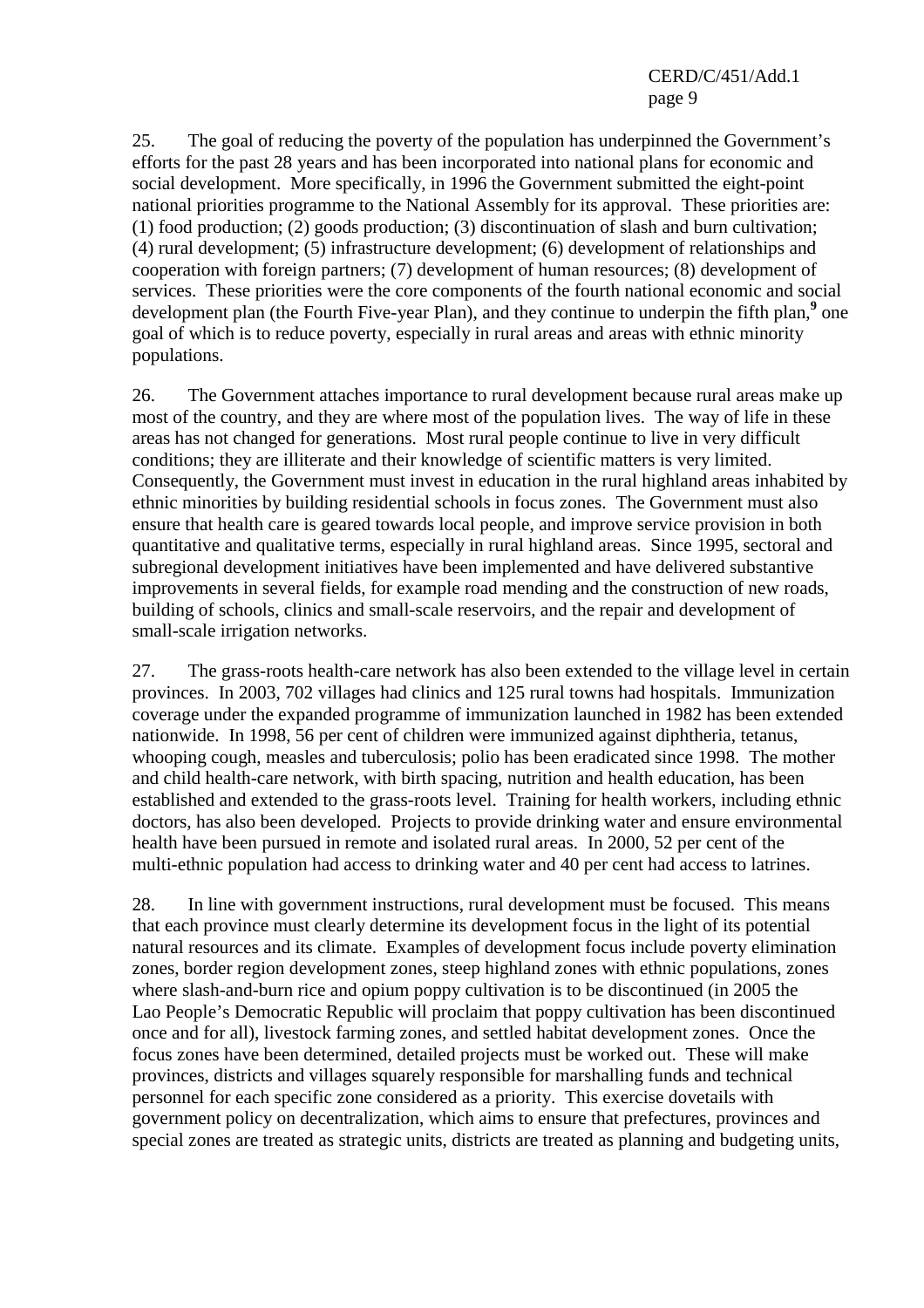25. The goal of reducing the poverty of the population has underpinned the Government's efforts for the past 28 years and has been incorporated into national plans for economic and social development. More specifically, in 1996 the Government submitted the eight-point national priorities programme to the National Assembly for its approval. These priorities are: (1) food production; (2) goods production; (3) discontinuation of slash and burn cultivation; (4) rural development; (5) infrastructure development; (6) development of relationships and cooperation with foreign partners; (7) development of human resources; (8) development of services. These priorities were the core components of the fourth national economic and social development plan (the Fourth Five-year Plan), and they continue to underpin the fifth plan,[9] one goal of which is to reduce poverty, especially in rural areas and areas with ethnic minority populations.

26. The Government attaches importance to rural development because rural areas make up most of the country, and they are where most of the population lives. The way of life in these areas has not changed for generations. Most rural people continue to live in very difficult conditions; they are illiterate and their knowledge of scientific matters is very limited. Consequently, the Government must invest in education in the rural highland areas inhabited by ethnic minorities by building residential schools in focus zones. The Government must also ensure that health care is geared towards local people, and improve service provision in both quantitative and qualitative terms, especially in rural highland areas. Since 1995, sectoral and subregional development initiatives have been implemented and have delivered substantive improvements in several fields, for example road mending and the construction of new roads, building of schools, clinics and small-scale reservoirs, and the repair and development of small-scale irrigation networks.

27. The grass-roots health-care network has also been extended to the village level in certain provinces. In 2003, 702 villages had clinics and 125 rural towns had hospitals. Immunization coverage under the expanded programme of immunization launched in 1982 has been extended nationwide. In 1998, 56 per cent of children were immunized against diphtheria, tetanus, whooping cough, measles and tuberculosis; polio has been eradicated since 1998. The mother and child health-care network, with birth spacing, nutrition and health education, has been established and extended to the grass-roots level. Training for health workers, including ethnic doctors, has also been developed. Projects to provide drinking water and ensure environmental health have been pursued in remote and isolated rural areas. In 2000, 52 per cent of the multi-ethnic population had access to drinking water and 40 per cent had access to latrines.

28. In line with government instructions, rural development must be focused. This means that each province must clearly determine its development focus in the light of its potential natural resources and its climate. Examples of development focus include poverty elimination zones, border region development zones, steep highland zones with ethnic populations, zones where slash-and-burn rice and opium poppy cultivation is to be discontinued (in 2005 the Lao People's Democratic Republic will proclaim that poppy cultivation has been discontinued once and for all), livestock farming zones, and settled habitat development zones. Once the focus zones have been determined, detailed projects must be worked out. These will make provinces, districts and villages squarely responsible for marshalling funds and technical personnel for each specific zone considered as a priority. This exercise dovetails with government policy on decentralization, which aims to ensure that prefectures, provinces and special zones are treated as strategic units, districts are treated as planning and budgeting units,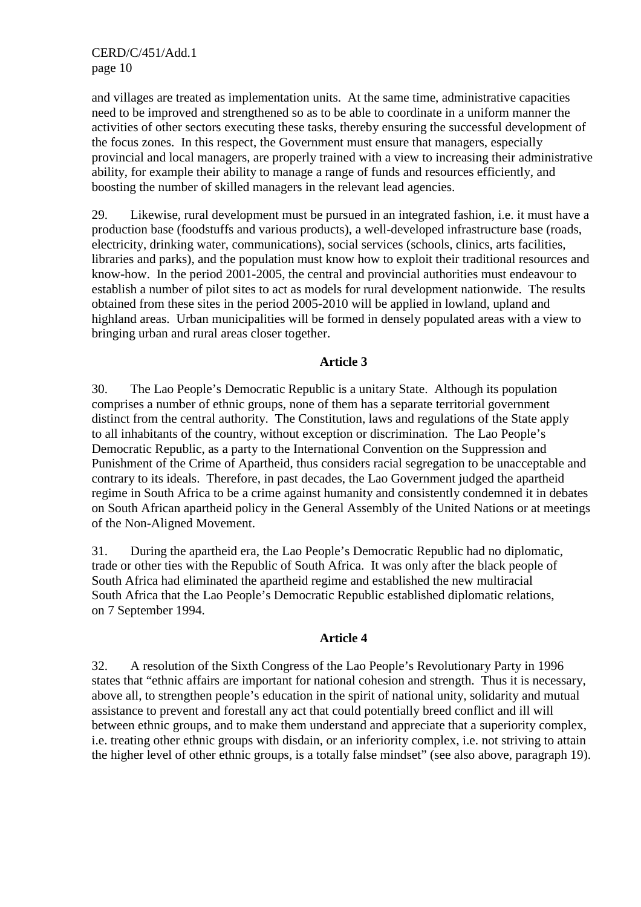and villages are treated as implementation units. At the same time, administrative capacities need to be improved and strengthened so as to be able to coordinate in a uniform manner the activities of other sectors executing these tasks, thereby ensuring the successful development of the focus zones. In this respect, the Government must ensure that managers, especially provincial and local managers, are properly trained with a view to increasing their administrative ability, for example their ability to manage a range of funds and resources efficiently, and boosting the number of skilled managers in the relevant lead agencies.

29. Likewise, rural development must be pursued in an integrated fashion, i.e. it must have a production base (foodstuffs and various products), a well-developed infrastructure base (roads, electricity, drinking water, communications), social services (schools, clinics, arts facilities, libraries and parks), and the population must know how to exploit their traditional resources and know-how. In the period 2001-2005, the central and provincial authorities must endeavour to establish a number of pilot sites to act as models for rural development nationwide. The results obtained from these sites in the period 2005-2010 will be applied in lowland, upland and highland areas. Urban municipalities will be formed in densely populated areas with a view to bringing urban and rural areas closer together.

**Article 3**

30. The Lao People's Democratic Republic is a unitary State. Although its population comprises a number of ethnic groups, none of them has a separate territorial government distinct from the central authority. The Constitution, laws and regulations of the State apply to all inhabitants of the country, without exception or discrimination. The Lao People's Democratic Republic, as a party to the International Convention on the Suppression and Punishment of the Crime of Apartheid, thus considers racial segregation to be unacceptable and contrary to its ideals. Therefore, in past decades, the Lao Government judged the apartheid regime in South Africa to be a crime against humanity and consistently condemned it in debates on South African apartheid policy in the General Assembly of the United Nations or at meetings of the Non-Aligned Movement.

31. During the apartheid era, the Lao People's Democratic Republic had no diplomatic, trade or other ties with the Republic of South Africa. It was only after the black people of South Africa had eliminated the apartheid regime and established the new multiracial South Africa that the Lao People's Democratic Republic established diplomatic relations, on 7 September 1994.

**Article 4**

32. A resolution of the Sixth Congress of the Lao People's Revolutionary Party in 1996 states that "ethnic affairs are important for national cohesion and strength. Thus it is necessary, above all, to strengthen people's education in the spirit of national unity, solidarity and mutual assistance to prevent and forestall any act that could potentially breed conflict and ill will between ethnic groups, and to make them understand and appreciate that a superiority complex, i.e. treating other ethnic groups with disdain, or an inferiority complex, i.e. not striving to attain the higher level of other ethnic groups, is a totally false mindset" (see also above, paragraph 19).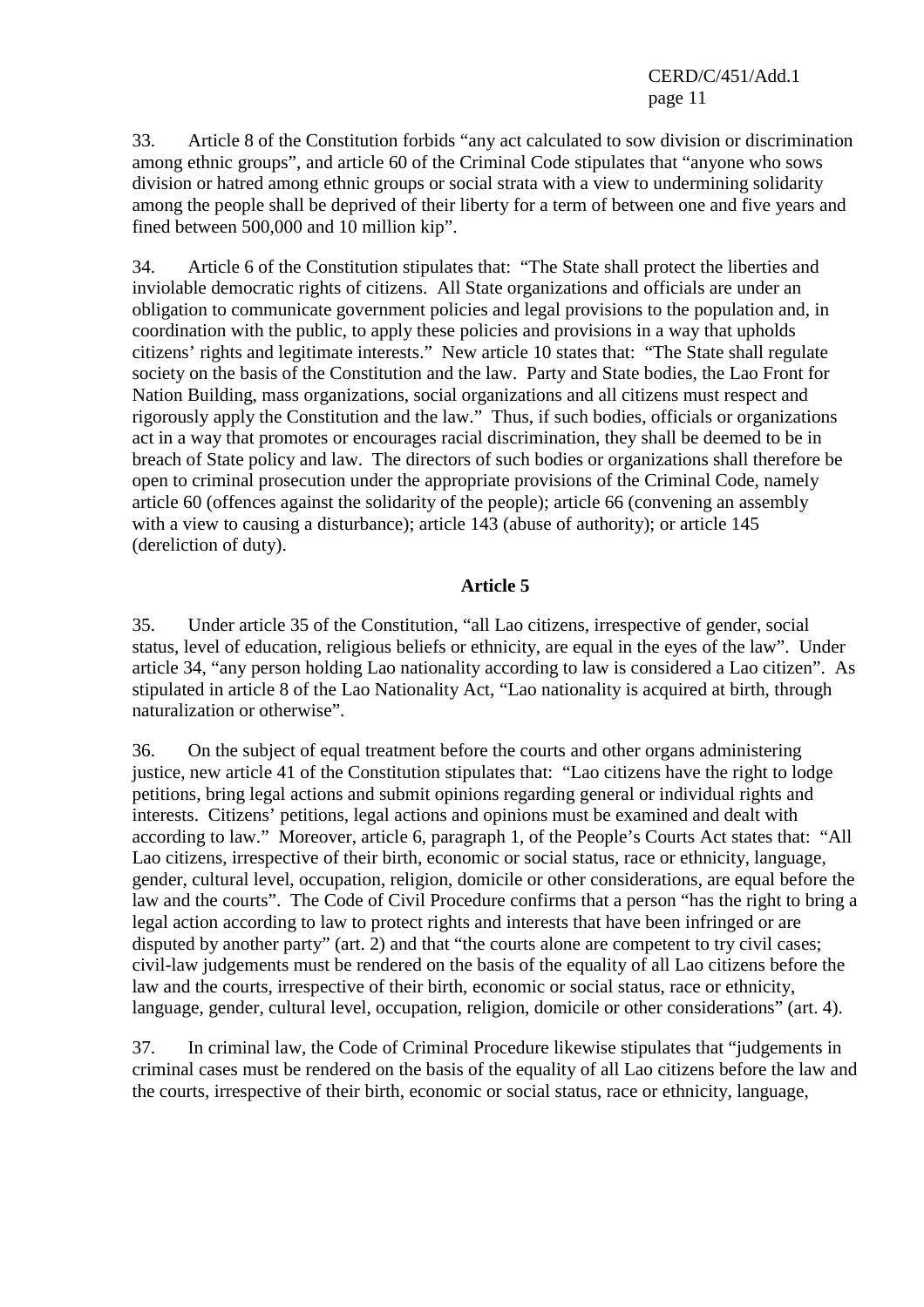33. Article 8 of the Constitution forbids “any act calculated to sow division or discrimination among ethnic groups”, and article 60 of the Criminal Code stipulates that “anyone who sows division or hatred among ethnic groups or social strata with a view to undermining solidarity among the people shall be deprived of their liberty for a term of between one and five years and fined between 500,000 and 10 million kip”.

34. Article 6 of the Constitution stipulates that: “The State shall protect the liberties and inviolable democratic rights of citizens. All State organizations and officials are under an obligation to communicate government policies and legal provisions to the population and, in coordination with the public, to apply these policies and provisions in a way that upholds citizens’ rights and legitimate interests.” New article 10 states that: “The State shall regulate society on the basis of the Constitution and the law. Party and State bodies, the Lao Front for Nation Building, mass organizations, social organizations and all citizens must respect and rigorously apply the Constitution and the law.” Thus, if such bodies, officials or organizations act in a way that promotes or encourages racial discrimination, they shall be deemed to be in breach of State policy and law. The directors of such bodies or organizations shall therefore be open to criminal prosecution under the appropriate provisions of the Criminal Code, namely article 60 (offences against the solidarity of the people); article 66 (convening an assembly with a view to causing a disturbance); article 143 (abuse of authority); or article 145 (dereliction of duty).

## Article 5

35. Under article 35 of the Constitution, “all Lao citizens, irrespective of gender, social status, level of education, religious beliefs or ethnicity, are equal in the eyes of the law”. Under article 34, “any person holding Lao nationality according to law is considered a Lao citizen”. As stipulated in article 8 of the Lao Nationality Act, “Lao nationality is acquired at birth, through naturalization or otherwise”.

36. On the subject of equal treatment before the courts and other organs administering justice, new article 41 of the Constitution stipulates that: “Lao citizens have the right to lodge petitions, bring legal actions and submit opinions regarding general or individual rights and interests. Citizens’ petitions, legal actions and opinions must be examined and dealt with according to law.” Moreover, article 6, paragraph 1, of the People’s Courts Act states that: “All Lao citizens, irrespective of their birth, economic or social status, race or ethnicity, language, gender, cultural level, occupation, religion, domicile or other considerations, are equal before the law and the courts”. The Code of Civil Procedure confirms that a person “has the right to bring a legal action according to law to protect rights and interests that have been infringed or are disputed by another party” (art. 2) and that “the courts alone are competent to try civil cases; civil-law judgements must be rendered on the basis of the equality of all Lao citizens before the law and the courts, irrespective of their birth, economic or social status, race or ethnicity, language, gender, cultural level, occupation, religion, domicile or other considerations” (art. 4).

37. In criminal law, the Code of Criminal Procedure likewise stipulates that “judgements in criminal cases must be rendered on the basis of the equality of all Lao citizens before the law and the courts, irrespective of their birth, economic or social status, race or ethnicity, language,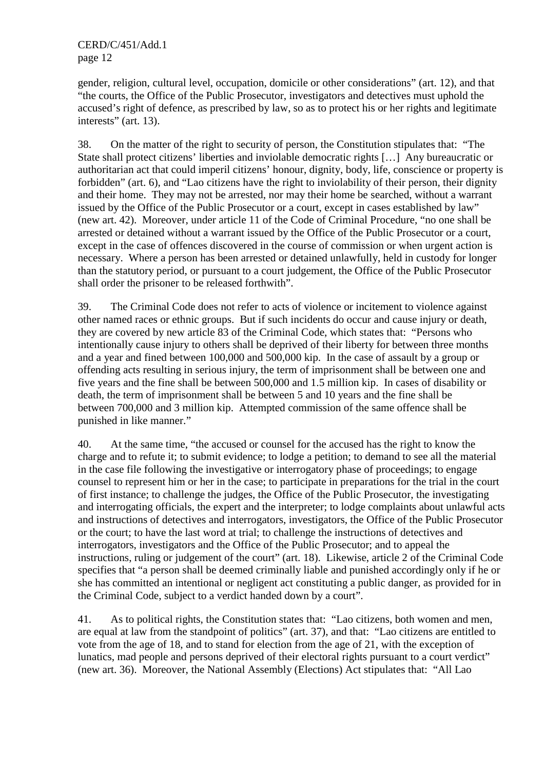gender, religion, cultural level, occupation, domicile or other considerations" (art. 12), and that "the courts, the Office of the Public Prosecutor, investigators and detectives must uphold the accused's right of defence, as prescribed by law, so as to protect his or her rights and legitimate interests" (art. 13).

38. On the matter of the right to security of person, the Constitution stipulates that: "The State shall protect citizens' liberties and inviolable democratic rights […] Any bureaucratic or authoritarian act that could imperil citizens' honour, dignity, body, life, conscience or property is forbidden" (art. 6), and "Lao citizens have the right to inviolability of their person, their dignity and their home. They may not be arrested, nor may their home be searched, without a warrant issued by the Office of the Public Prosecutor or a court, except in cases established by law" (new art. 42). Moreover, under article 11 of the Code of Criminal Procedure, "no one shall be arrested or detained without a warrant issued by the Office of the Public Prosecutor or a court, except in the case of offences discovered in the course of commission or when urgent action is necessary. Where a person has been arrested or detained unlawfully, held in custody for longer than the statutory period, or pursuant to a court judgement, the Office of the Public Prosecutor shall order the prisoner to be released forthwith".

39. The Criminal Code does not refer to acts of violence or incitement to violence against other named races or ethnic groups. But if such incidents do occur and cause injury or death, they are covered by new article 83 of the Criminal Code, which states that: "Persons who intentionally cause injury to others shall be deprived of their liberty for between three months and a year and fined between 100,000 and 500,000 kip. In the case of assault by a group or offending acts resulting in serious injury, the term of imprisonment shall be between one and five years and the fine shall be between 500,000 and 1.5 million kip. In cases of disability or death, the term of imprisonment shall be between 5 and 10 years and the fine shall be between 700,000 and 3 million kip. Attempted commission of the same offence shall be punished in like manner."

40. At the same time, "the accused or counsel for the accused has the right to know the charge and to refute it; to submit evidence; to lodge a petition; to demand to see all the material in the case file following the investigative or interrogatory phase of proceedings; to engage counsel to represent him or her in the case; to participate in preparations for the trial in the court of first instance; to challenge the judges, the Office of the Public Prosecutor, the investigating and interrogating officials, the expert and the interpreter; to lodge complaints about unlawful acts and instructions of detectives and interrogators, investigators, the Office of the Public Prosecutor or the court; to have the last word at trial; to challenge the instructions of detectives and interrogators, investigators and the Office of the Public Prosecutor; and to appeal the instructions, ruling or judgement of the court" (art. 18). Likewise, article 2 of the Criminal Code specifies that "a person shall be deemed criminally liable and punished accordingly only if he or she has committed an intentional or negligent act constituting a public danger, as provided for in the Criminal Code, subject to a verdict handed down by a court".

41. As to political rights, the Constitution states that: "Lao citizens, both women and men, are equal at law from the standpoint of politics" (art. 37), and that: "Lao citizens are entitled to vote from the age of 18, and to stand for election from the age of 21, with the exception of lunatics, mad people and persons deprived of their electoral rights pursuant to a court verdict" (new art. 36). Moreover, the National Assembly (Elections) Act stipulates that: "All Lao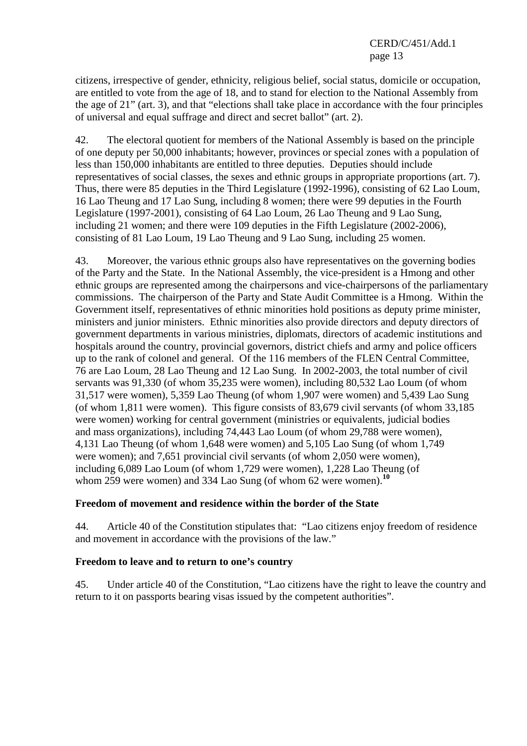citizens, irrespective of gender, ethnicity, religious belief, social status, domicile or occupation, are entitled to vote from the age of 18, and to stand for election to the National Assembly from the age of 21" (art. 3), and that "elections shall take place in accordance with the four principles of universal and equal suffrage and direct and secret ballot" (art. 2).

42. The electoral quotient for members of the National Assembly is based on the principle of one deputy per 50,000 inhabitants; however, provinces or special zones with a population of less than 150,000 inhabitants are entitled to three deputies. Deputies should include representatives of social classes, the sexes and ethnic groups in appropriate proportions (art. 7). Thus, there were 85 deputies in the Third Legislature (1992-1996), consisting of 62 Lao Loum, 16 Lao Theung and 17 Lao Sung, including 8 women; there were 99 deputies in the Fourth Legislature (1997-2001), consisting of 64 Lao Loum, 26 Lao Theung and 9 Lao Sung, including 21 women; and there were 109 deputies in the Fifth Legislature (2002-2006), consisting of 81 Lao Loum, 19 Lao Theung and 9 Lao Sung, including 25 women.

43. Moreover, the various ethnic groups also have representatives on the governing bodies of the Party and the State. In the National Assembly, the vice-president is a Hmong and other ethnic groups are represented among the chairpersons and vice-chairpersons of the parliamentary commissions. The chairperson of the Party and State Audit Committee is a Hmong. Within the Government itself, representatives of ethnic minorities hold positions as deputy prime minister, ministers and junior ministers. Ethnic minorities also provide directors and deputy directors of government departments in various ministries, diplomats, directors of academic institutions and hospitals around the country, provincial governors, district chiefs and army and police officers up to the rank of colonel and general. Of the 116 members of the FLEN Central Committee, 76 are Lao Loum, 28 Lao Theung and 12 Lao Sung. In 2002-2003, the total number of civil servants was 91,330 (of whom 35,235 were women), including 80,532 Lao Loum (of whom 31,517 were women), 5,359 Lao Theung (of whom 1,907 were women) and 5,439 Lao Sung (of whom 1,811 were women). This figure consists of 83,679 civil servants (of whom 33,185 were women) working for central government (ministries or equivalents, judicial bodies and mass organizations), including 74,443 Lao Loum (of whom 29,788 were women), 4,131 Lao Theung (of whom 1,648 were women) and 5,105 Lao Sung (of whom 1,749 were women); and 7,651 provincial civil servants (of whom 2,050 were women), including 6,089 Lao Loum (of whom 1,729 were women), 1,228 Lao Theung (of whom 259 were women) and 334 Lao Sung (of whom 62 were women).[10]

### Freedom of movement and residence within the border of the State

44. Article 40 of the Constitution stipulates that: "Lao citizens enjoy freedom of residence and movement in accordance with the provisions of the law."

### Freedom to leave and to return to one's country

45. Under article 40 of the Constitution, "Lao citizens have the right to leave the country and return to it on passports bearing visas issued by the competent authorities".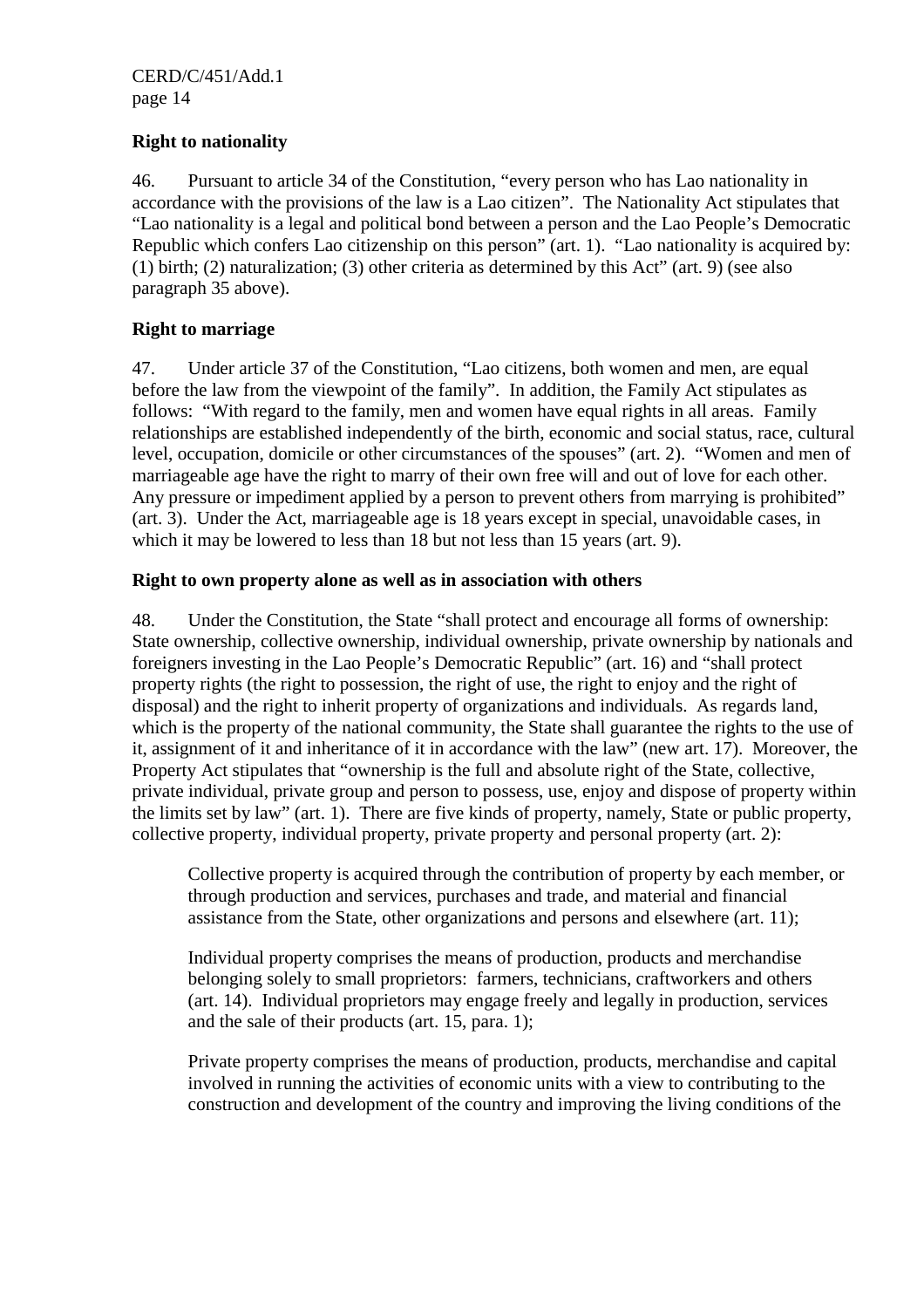**Right to nationality**

46. Pursuant to article 34 of the Constitution, "every person who has Lao nationality in accordance with the provisions of the law is a Lao citizen". The Nationality Act stipulates that "Lao nationality is a legal and political bond between a person and the Lao People's Democratic Republic which confers Lao citizenship on this person" (art. 1). "Lao nationality is acquired by: (1) birth; (2) naturalization; (3) other criteria as determined by this Act" (art. 9) (see also paragraph 35 above).

**Right to marriage**

47. Under article 37 of the Constitution, "Lao citizens, both women and men, are equal before the law from the viewpoint of the family". In addition, the Family Act stipulates as follows: "With regard to the family, men and women have equal rights in all areas. Family relationships are established independently of the birth, economic and social status, race, cultural level, occupation, domicile or other circumstances of the spouses" (art. 2). "Women and men of marriageable age have the right to marry of their own free will and out of love for each other. Any pressure or impediment applied by a person to prevent others from marrying is prohibited" (art. 3). Under the Act, marriageable age is 18 years except in special, unavoidable cases, in which it may be lowered to less than 18 but not less than 15 years (art. 9).

**Right to own property alone as well as in association with others**

48. Under the Constitution, the State "shall protect and encourage all forms of ownership: State ownership, collective ownership, individual ownership, private ownership by nationals and foreigners investing in the Lao People's Democratic Republic" (art. 16) and "shall protect property rights (the right to possession, the right of use, the right to enjoy and the right of disposal) and the right to inherit property of organizations and individuals. As regards land, which is the property of the national community, the State shall guarantee the rights to the use of it, assignment of it and inheritance of it in accordance with the law" (new art. 17). Moreover, the Property Act stipulates that "ownership is the full and absolute right of the State, collective, private individual, private group and person to possess, use, enjoy and dispose of property within the limits set by law" (art. 1). There are five kinds of property, namely, State or public property, collective property, individual property, private property and personal property (art. 2):

> Collective property is acquired through the contribution of property by each member, or through production and services, purchases and trade, and material and financial assistance from the State, other organizations and persons and elsewhere (art. 11);
>
> Individual property comprises the means of production, products and merchandise belonging solely to small proprietors: farmers, technicians, craftworkers and others (art. 14). Individual proprietors may engage freely and legally in production, services and the sale of their products (art. 15, para. 1);
>
> Private property comprises the means of production, products, merchandise and capital involved in running the activities of economic units with a view to contributing to the construction and development of the country and improving the living conditions of the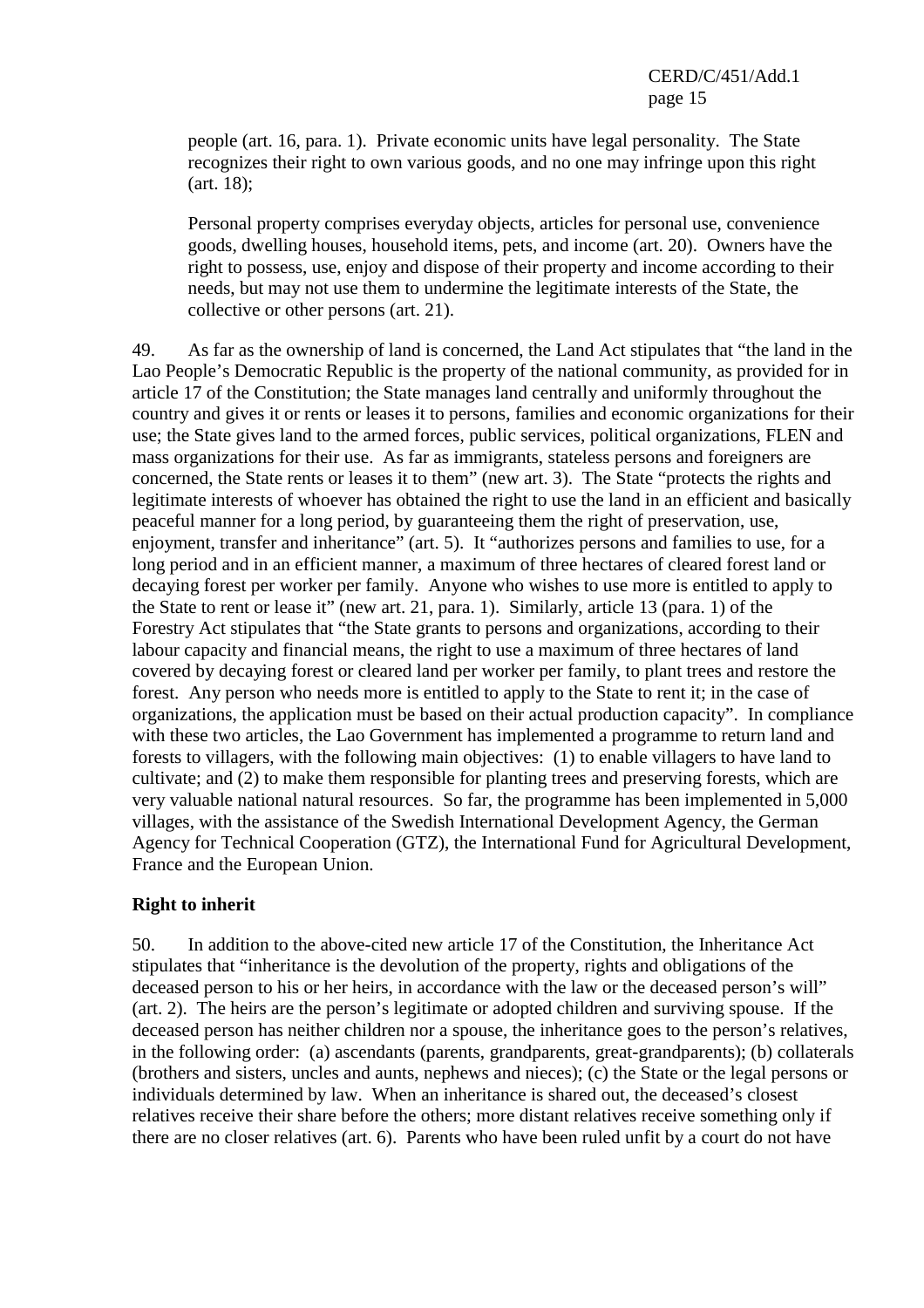people (art. 16, para. 1). Private economic units have legal personality. The State recognizes their right to own various goods, and no one may infringe upon this right (art. 18);

Personal property comprises everyday objects, articles for personal use, convenience goods, dwelling houses, household items, pets, and income (art. 20). Owners have the right to possess, use, enjoy and dispose of their property and income according to their needs, but may not use them to undermine the legitimate interests of the State, the collective or other persons (art. 21).

49. As far as the ownership of land is concerned, the Land Act stipulates that "the land in the Lao People's Democratic Republic is the property of the national community, as provided for in article 17 of the Constitution; the State manages land centrally and uniformly throughout the country and gives it or rents or leases it to persons, families and economic organizations for their use; the State gives land to the armed forces, public services, political organizations, FLEN and mass organizations for their use. As far as immigrants, stateless persons and foreigners are concerned, the State rents or leases it to them" (new art. 3). The State "protects the rights and legitimate interests of whoever has obtained the right to use the land in an efficient and basically peaceful manner for a long period, by guaranteeing them the right of preservation, use, enjoyment, transfer and inheritance" (art. 5). It "authorizes persons and families to use, for a long period and in an efficient manner, a maximum of three hectares of cleared forest land or decaying forest per worker per family. Anyone who wishes to use more is entitled to apply to the State to rent or lease it" (new art. 21, para. 1). Similarly, article 13 (para. 1) of the Forestry Act stipulates that "the State grants to persons and organizations, according to their labour capacity and financial means, the right to use a maximum of three hectares of land covered by decaying forest or cleared land per worker per family, to plant trees and restore the forest. Any person who needs more is entitled to apply to the State to rent it; in the case of organizations, the application must be based on their actual production capacity". In compliance with these two articles, the Lao Government has implemented a programme to return land and forests to villagers, with the following main objectives: (1) to enable villagers to have land to cultivate; and (2) to make them responsible for planting trees and preserving forests, which are very valuable national natural resources. So far, the programme has been implemented in 5,000 villages, with the assistance of the Swedish International Development Agency, the German Agency for Technical Cooperation (GTZ), the International Fund for Agricultural Development, France and the European Union.

**Right to inherit**

50. In addition to the above-cited new article 17 of the Constitution, the Inheritance Act stipulates that "inheritance is the devolution of the property, rights and obligations of the deceased person to his or her heirs, in accordance with the law or the deceased person's will" (art. 2). The heirs are the person's legitimate or adopted children and surviving spouse. If the deceased person has neither children nor a spouse, the inheritance goes to the person's relatives, in the following order: (a) ascendants (parents, grandparents, great-grandparents); (b) collaterals (brothers and sisters, uncles and aunts, nephews and nieces); (c) the State or the legal persons or individuals determined by law. When an inheritance is shared out, the deceased's closest relatives receive their share before the others; more distant relatives receive something only if there are no closer relatives (art. 6). Parents who have been ruled unfit by a court do not have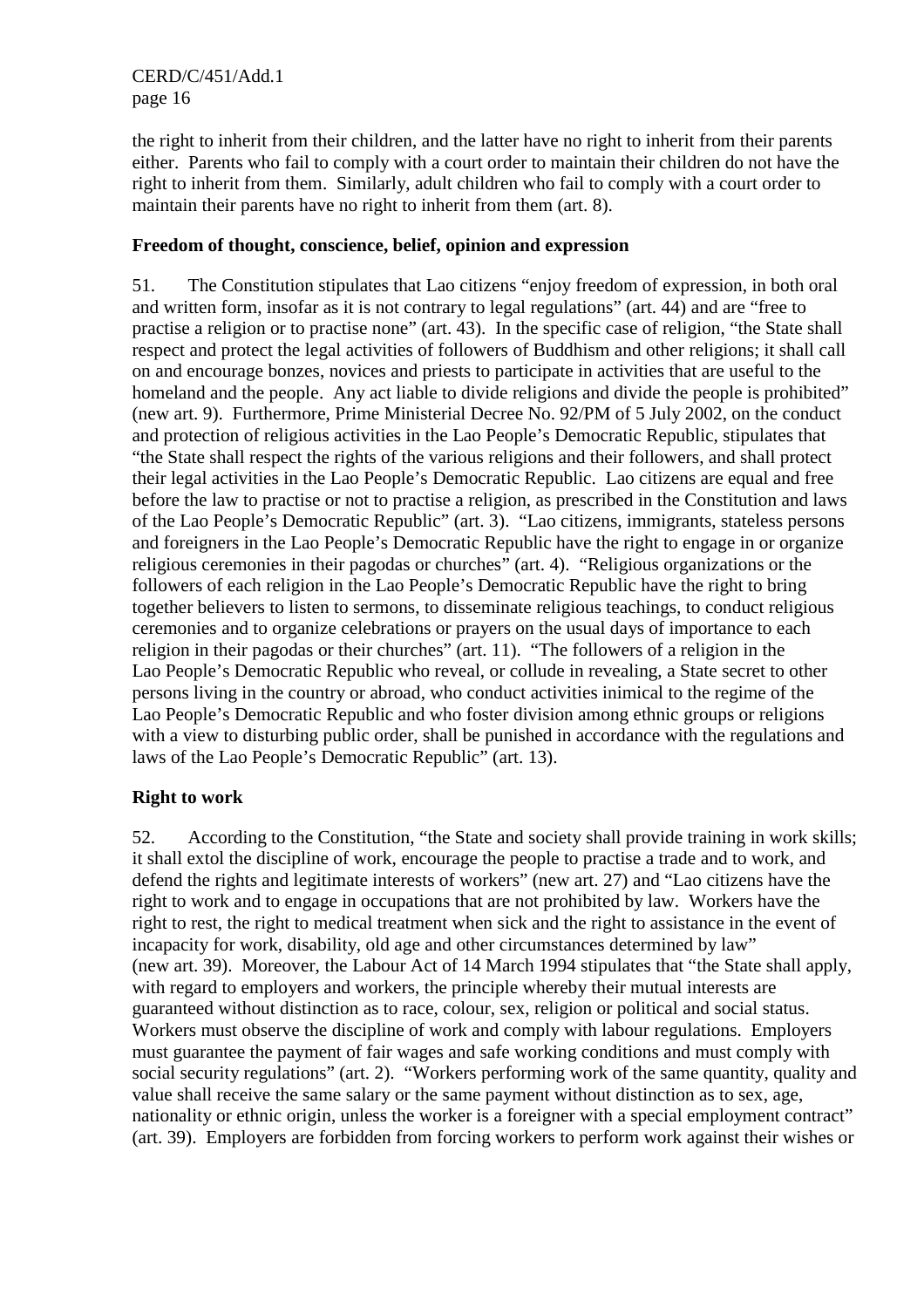the right to inherit from their children, and the latter have no right to inherit from their parents either. Parents who fail to comply with a court order to maintain their children do not have the right to inherit from them. Similarly, adult children who fail to comply with a court order to maintain their parents have no right to inherit from them (art. 8).

**Freedom of thought, conscience, belief, opinion and expression**

51. The Constitution stipulates that Lao citizens "enjoy freedom of expression, in both oral and written form, insofar as it is not contrary to legal regulations" (art. 44) and are "free to practise a religion or to practise none" (art. 43). In the specific case of religion, "the State shall respect and protect the legal activities of followers of Buddhism and other religions; it shall call on and encourage bonzes, novices and priests to participate in activities that are useful to the homeland and the people. Any act liable to divide religions and divide the people is prohibited" (new art. 9). Furthermore, Prime Ministerial Decree No. 92/PM of 5 July 2002, on the conduct and protection of religious activities in the Lao People's Democratic Republic, stipulates that "the State shall respect the rights of the various religions and their followers, and shall protect their legal activities in the Lao People's Democratic Republic. Lao citizens are equal and free before the law to practise or not to practise a religion, as prescribed in the Constitution and laws of the Lao People's Democratic Republic" (art. 3). "Lao citizens, immigrants, stateless persons and foreigners in the Lao People's Democratic Republic have the right to engage in or organize religious ceremonies in their pagodas or churches" (art. 4). "Religious organizations or the followers of each religion in the Lao People's Democratic Republic have the right to bring together believers to listen to sermons, to disseminate religious teachings, to conduct religious ceremonies and to organize celebrations or prayers on the usual days of importance to each religion in their pagodas or their churches" (art. 11). "The followers of a religion in the Lao People's Democratic Republic who reveal, or collude in revealing, a State secret to other persons living in the country or abroad, who conduct activities inimical to the regime of the Lao People's Democratic Republic and who foster division among ethnic groups or religions with a view to disturbing public order, shall be punished in accordance with the regulations and laws of the Lao People's Democratic Republic" (art. 13).

**Right to work**

52. According to the Constitution, "the State and society shall provide training in work skills; it shall extol the discipline of work, encourage the people to practise a trade and to work, and defend the rights and legitimate interests of workers" (new art. 27) and "Lao citizens have the right to work and to engage in occupations that are not prohibited by law. Workers have the right to rest, the right to medical treatment when sick and the right to assistance in the event of incapacity for work, disability, old age and other circumstances determined by law" (new art. 39). Moreover, the Labour Act of 14 March 1994 stipulates that "the State shall apply, with regard to employers and workers, the principle whereby their mutual interests are guaranteed without distinction as to race, colour, sex, religion or political and social status. Workers must observe the discipline of work and comply with labour regulations. Employers must guarantee the payment of fair wages and safe working conditions and must comply with social security regulations" (art. 2). "Workers performing work of the same quantity, quality and value shall receive the same salary or the same payment without distinction as to sex, age, nationality or ethnic origin, unless the worker is a foreigner with a special employment contract" (art. 39). Employers are forbidden from forcing workers to perform work against their wishes or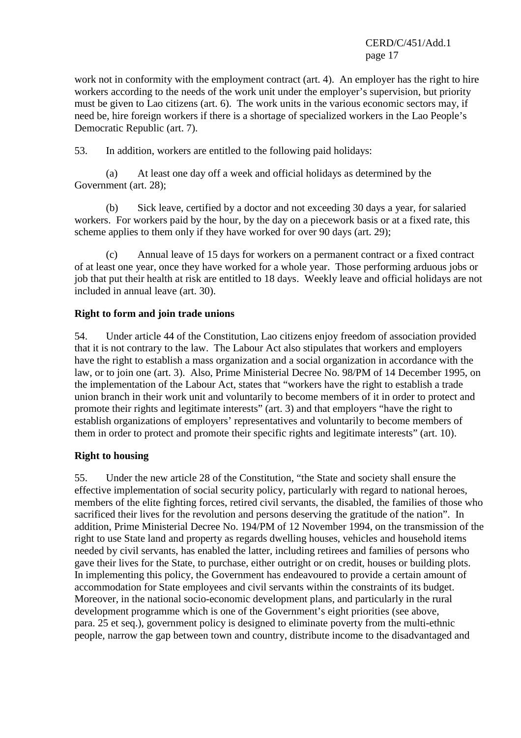work not in conformity with the employment contract (art. 4). An employer has the right to hire workers according to the needs of the work unit under the employer's supervision, but priority must be given to Lao citizens (art. 6). The work units in the various economic sectors may, if need be, hire foreign workers if there is a shortage of specialized workers in the Lao People's Democratic Republic (art. 7).

53. In addition, workers are entitled to the following paid holidays:

(a) At least one day off a week and official holidays as determined by the Government (art. 28);

(b) Sick leave, certified by a doctor and not exceeding 30 days a year, for salaried workers. For workers paid by the hour, by the day on a piecework basis or at a fixed rate, this scheme applies to them only if they have worked for over 90 days (art. 29);

(c) Annual leave of 15 days for workers on a permanent contract or a fixed contract of at least one year, once they have worked for a whole year. Those performing arduous jobs or job that put their health at risk are entitled to 18 days. Weekly leave and official holidays are not included in annual leave (art. 30).

**Right to form and join trade unions**

54. Under article 44 of the Constitution, Lao citizens enjoy freedom of association provided that it is not contrary to the law. The Labour Act also stipulates that workers and employers have the right to establish a mass organization and a social organization in accordance with the law, or to join one (art. 3). Also, Prime Ministerial Decree No. 98/PM of 14 December 1995, on the implementation of the Labour Act, states that "workers have the right to establish a trade union branch in their work unit and voluntarily to become members of it in order to protect and promote their rights and legitimate interests" (art. 3) and that employers "have the right to establish organizations of employers' representatives and voluntarily to become members of them in order to protect and promote their specific rights and legitimate interests" (art. 10).

**Right to housing**

55. Under the new article 28 of the Constitution, "the State and society shall ensure the effective implementation of social security policy, particularly with regard to national heroes, members of the elite fighting forces, retired civil servants, the disabled, the families of those who sacrificed their lives for the revolution and persons deserving the gratitude of the nation". In addition, Prime Ministerial Decree No. 194/PM of 12 November 1994, on the transmission of the right to use State land and property as regards dwelling houses, vehicles and household items needed by civil servants, has enabled the latter, including retirees and families of persons who gave their lives for the State, to purchase, either outright or on credit, houses or building plots. In implementing this policy, the Government has endeavoured to provide a certain amount of accommodation for State employees and civil servants within the constraints of its budget. Moreover, in the national socio-economic development plans, and particularly in the rural development programme which is one of the Government's eight priorities (see above, para. 25 et seq.), government policy is designed to eliminate poverty from the multi-ethnic people, narrow the gap between town and country, distribute income to the disadvantaged and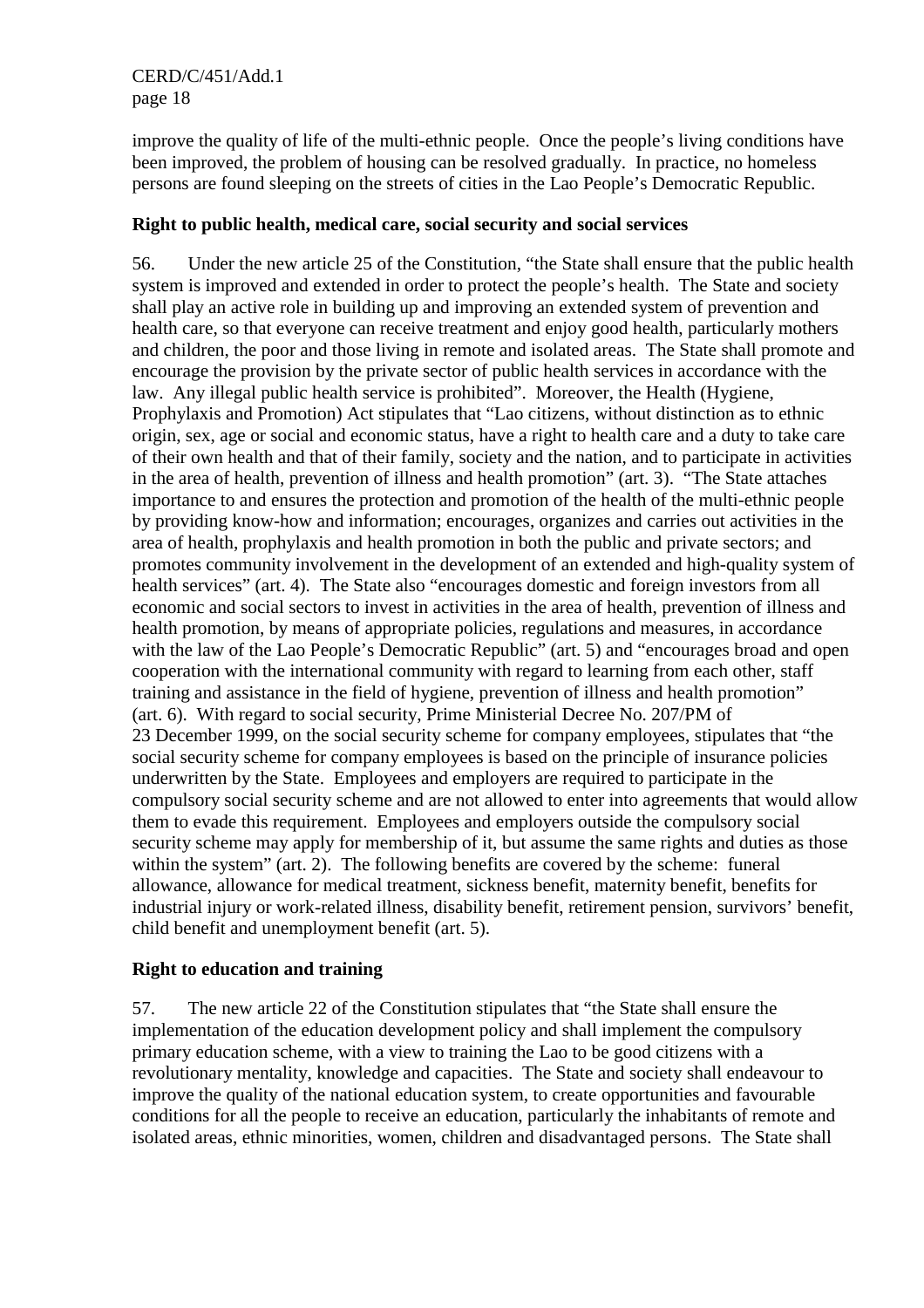improve the quality of life of the multi-ethnic people. Once the people's living conditions have been improved, the problem of housing can be resolved gradually. In practice, no homeless persons are found sleeping on the streets of cities in the Lao People's Democratic Republic.

**Right to public health, medical care, social security and social services**

56. Under the new article 25 of the Constitution, "the State shall ensure that the public health system is improved and extended in order to protect the people's health. The State and society shall play an active role in building up and improving an extended system of prevention and health care, so that everyone can receive treatment and enjoy good health, particularly mothers and children, the poor and those living in remote and isolated areas. The State shall promote and encourage the provision by the private sector of public health services in accordance with the law. Any illegal public health service is prohibited". Moreover, the Health (Hygiene, Prophylaxis and Promotion) Act stipulates that "Lao citizens, without distinction as to ethnic origin, sex, age or social and economic status, have a right to health care and a duty to take care of their own health and that of their family, society and the nation, and to participate in activities in the area of health, prevention of illness and health promotion" (art. 3). "The State attaches importance to and ensures the protection and promotion of the health of the multi-ethnic people by providing know-how and information; encourages, organizes and carries out activities in the area of health, prophylaxis and health promotion in both the public and private sectors; and promotes community involvement in the development of an extended and high-quality system of health services" (art. 4). The State also "encourages domestic and foreign investors from all economic and social sectors to invest in activities in the area of health, prevention of illness and health promotion, by means of appropriate policies, regulations and measures, in accordance with the law of the Lao People's Democratic Republic" (art. 5) and "encourages broad and open cooperation with the international community with regard to learning from each other, staff training and assistance in the field of hygiene, prevention of illness and health promotion" (art. 6). With regard to social security, Prime Ministerial Decree No. 207/PM of 23 December 1999, on the social security scheme for company employees, stipulates that "the social security scheme for company employees is based on the principle of insurance policies underwritten by the State. Employees and employers are required to participate in the compulsory social security scheme and are not allowed to enter into agreements that would allow them to evade this requirement. Employees and employers outside the compulsory social security scheme may apply for membership of it, but assume the same rights and duties as those within the system" (art. 2). The following benefits are covered by the scheme: funeral allowance, allowance for medical treatment, sickness benefit, maternity benefit, benefits for industrial injury or work-related illness, disability benefit, retirement pension, survivors' benefit, child benefit and unemployment benefit (art. 5).

**Right to education and training**

57. The new article 22 of the Constitution stipulates that "the State shall ensure the implementation of the education development policy and shall implement the compulsory primary education scheme, with a view to training the Lao to be good citizens with a revolutionary mentality, knowledge and capacities. The State and society shall endeavour to improve the quality of the national education system, to create opportunities and favourable conditions for all the people to receive an education, particularly the inhabitants of remote and isolated areas, ethnic minorities, women, children and disadvantaged persons. The State shall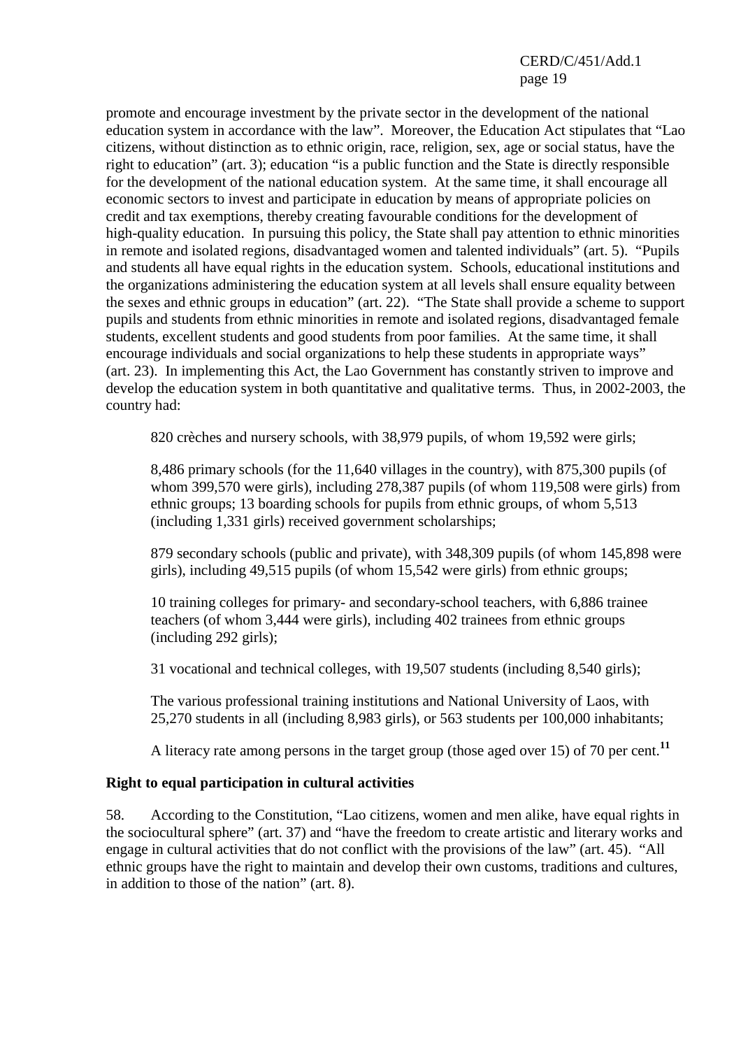promote and encourage investment by the private sector in the development of the national education system in accordance with the law". Moreover, the Education Act stipulates that "Lao citizens, without distinction as to ethnic origin, race, religion, sex, age or social status, have the right to education" (art. 3); education "is a public function and the State is directly responsible for the development of the national education system. At the same time, it shall encourage all economic sectors to invest and participate in education by means of appropriate policies on credit and tax exemptions, thereby creating favourable conditions for the development of high-quality education. In pursuing this policy, the State shall pay attention to ethnic minorities in remote and isolated regions, disadvantaged women and talented individuals" (art. 5). "Pupils and students all have equal rights in the education system. Schools, educational institutions and the organizations administering the education system at all levels shall ensure equality between the sexes and ethnic groups in education" (art. 22). "The State shall provide a scheme to support pupils and students from ethnic minorities in remote and isolated regions, disadvantaged female students, excellent students and good students from poor families. At the same time, it shall encourage individuals and social organizations to help these students in appropriate ways" (art. 23). In implementing this Act, the Lao Government has constantly striven to improve and develop the education system in both quantitative and qualitative terms. Thus, in 2002-2003, the country had:

820 crèches and nursery schools, with 38,979 pupils, of whom 19,592 were girls;

8,486 primary schools (for the 11,640 villages in the country), with 875,300 pupils (of whom 399,570 were girls), including 278,387 pupils (of whom 119,508 were girls) from ethnic groups; 13 boarding schools for pupils from ethnic groups, of whom 5,513 (including 1,331 girls) received government scholarships;

879 secondary schools (public and private), with 348,309 pupils (of whom 145,898 were girls), including 49,515 pupils (of whom 15,542 were girls) from ethnic groups;

10 training colleges for primary- and secondary-school teachers, with 6,886 trainee teachers (of whom 3,444 were girls), including 402 trainees from ethnic groups (including 292 girls);

31 vocational and technical colleges, with 19,507 students (including 8,540 girls);

The various professional training institutions and National University of Laos, with 25,270 students in all (including 8,983 girls), or 563 students per 100,000 inhabitants;

A literacy rate among persons in the target group (those aged over 15) of 70 per cent.[11]

**Right to equal participation in cultural activities**

58. According to the Constitution, "Lao citizens, women and men alike, have equal rights in the sociocultural sphere" (art. 37) and "have the freedom to create artistic and literary works and engage in cultural activities that do not conflict with the provisions of the law" (art. 45). "All ethnic groups have the right to maintain and develop their own customs, traditions and cultures, in addition to those of the nation" (art. 8).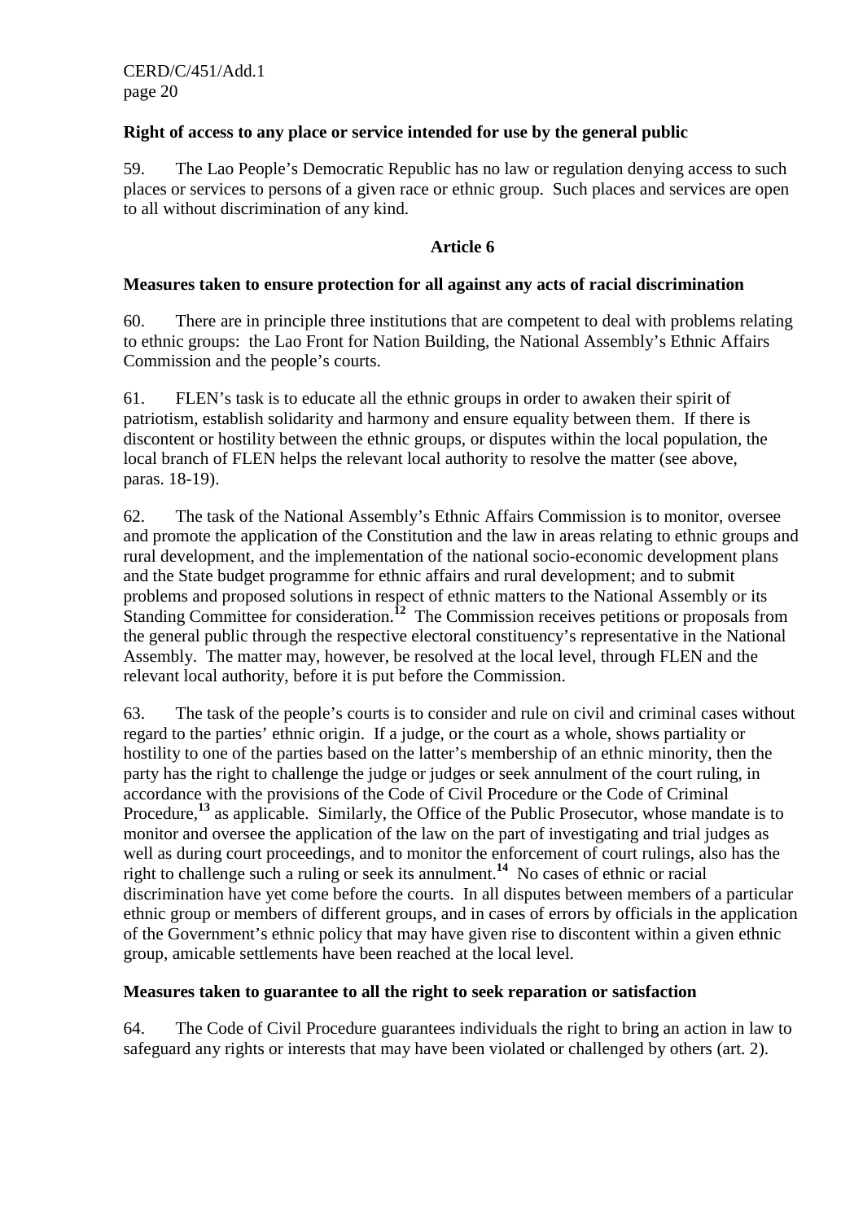### Right of access to any place or service intended for use by the general public

59. The Lao People's Democratic Republic has no law or regulation denying access to such places or services to persons of a given race or ethnic group. Such places and services are open to all without discrimination of any kind.

## Article 6

### Measures taken to ensure protection for all against any acts of racial discrimination

60. There are in principle three institutions that are competent to deal with problems relating to ethnic groups: the Lao Front for Nation Building, the National Assembly's Ethnic Affairs Commission and the people's courts.

61. FLEN's task is to educate all the ethnic groups in order to awaken their spirit of patriotism, establish solidarity and harmony and ensure equality between them. If there is discontent or hostility between the ethnic groups, or disputes within the local population, the local branch of FLEN helps the relevant local authority to resolve the matter (see above, paras. 18-19).

62. The task of the National Assembly's Ethnic Affairs Commission is to monitor, oversee and promote the application of the Constitution and the law in areas relating to ethnic groups and rural development, and the implementation of the national socio-economic development plans and the State budget programme for ethnic affairs and rural development; and to submit problems and proposed solutions in respect of ethnic matters to the National Assembly or its Standing Committee for consideration.[12] The Commission receives petitions or proposals from the general public through the respective electoral constituency's representative in the National Assembly. The matter may, however, be resolved at the local level, through FLEN and the relevant local authority, before it is put before the Commission.

63. The task of the people's courts is to consider and rule on civil and criminal cases without regard to the parties' ethnic origin. If a judge, or the court as a whole, shows partiality or hostility to one of the parties based on the latter's membership of an ethnic minority, then the party has the right to challenge the judge or judges or seek annulment of the court ruling, in accordance with the provisions of the Code of Civil Procedure or the Code of Criminal Procedure,[13] as applicable. Similarly, the Office of the Public Prosecutor, whose mandate is to monitor and oversee the application of the law on the part of investigating and trial judges as well as during court proceedings, and to monitor the enforcement of court rulings, also has the right to challenge such a ruling or seek its annulment.[14] No cases of ethnic or racial discrimination have yet come before the courts. In all disputes between members of a particular ethnic group or members of different groups, and in cases of errors by officials in the application of the Government's ethnic policy that may have given rise to discontent within a given ethnic group, amicable settlements have been reached at the local level.

### Measures taken to guarantee to all the right to seek reparation or satisfaction

64. The Code of Civil Procedure guarantees individuals the right to bring an action in law to safeguard any rights or interests that may have been violated or challenged by others (art. 2).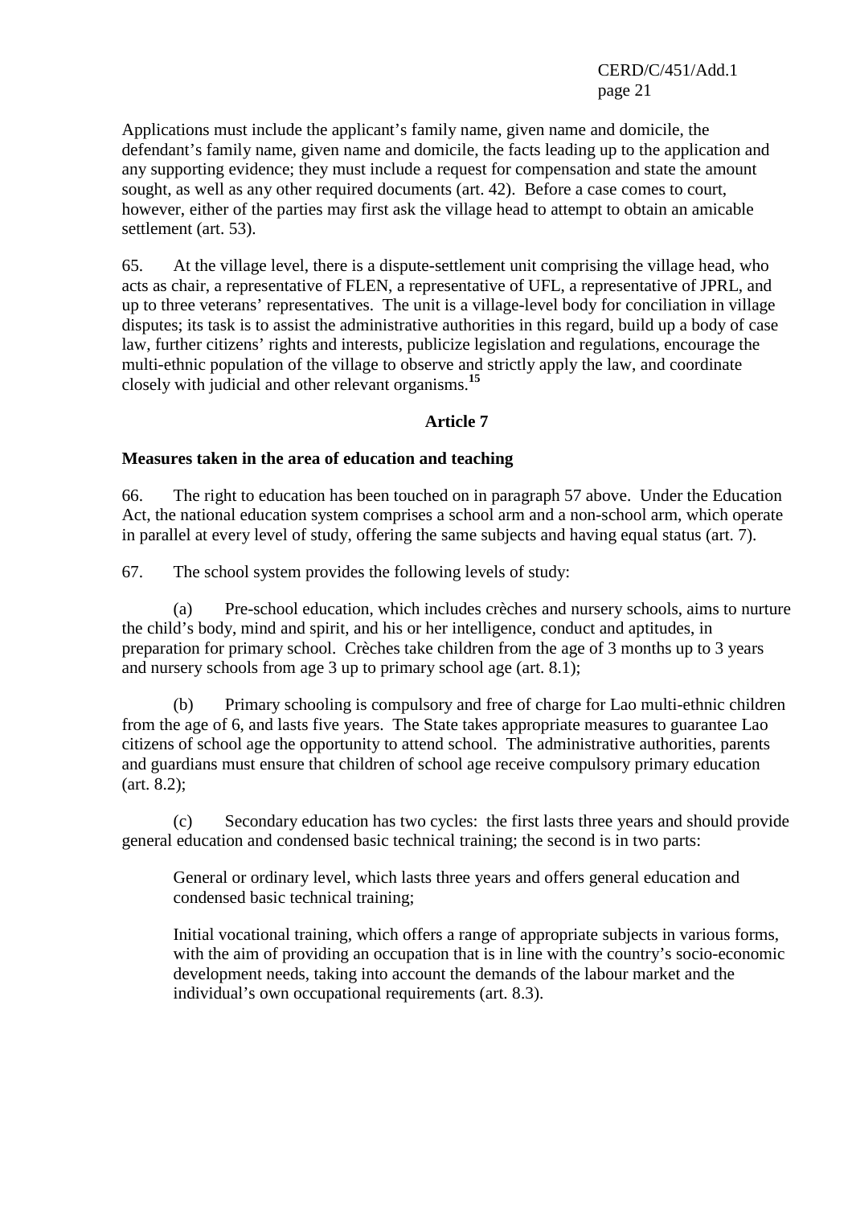Applications must include the applicant's family name, given name and domicile, the defendant's family name, given name and domicile, the facts leading up to the application and any supporting evidence; they must include a request for compensation and state the amount sought, as well as any other required documents (art. 42). Before a case comes to court, however, either of the parties may first ask the village head to attempt to obtain an amicable settlement (art. 53).

65. At the village level, there is a dispute-settlement unit comprising the village head, who acts as chair, a representative of FLEN, a representative of UFL, a representative of JPRL, and up to three veterans' representatives. The unit is a village-level body for conciliation in village disputes; its task is to assist the administrative authorities in this regard, build up a body of case law, further citizens' rights and interests, publicize legislation and regulations, encourage the multi-ethnic population of the village to observe and strictly apply the law, and coordinate closely with judicial and other relevant organisms.[15]

## Article 7

### Measures taken in the area of education and teaching

66. The right to education has been touched on in paragraph 57 above. Under the Education Act, the national education system comprises a school arm and a non-school arm, which operate in parallel at every level of study, offering the same subjects and having equal status (art. 7).

67. The school system provides the following levels of study:

(a) Pre-school education, which includes crèches and nursery schools, aims to nurture the child's body, mind and spirit, and his or her intelligence, conduct and aptitudes, in preparation for primary school. Crèches take children from the age of 3 months up to 3 years and nursery schools from age 3 up to primary school age (art. 8.1);

(b) Primary schooling is compulsory and free of charge for Lao multi-ethnic children from the age of 6, and lasts five years. The State takes appropriate measures to guarantee Lao citizens of school age the opportunity to attend school. The administrative authorities, parents and guardians must ensure that children of school age receive compulsory primary education (art. 8.2);

(c) Secondary education has two cycles: the first lasts three years and should provide general education and condensed basic technical training; the second is in two parts:

General or ordinary level, which lasts three years and offers general education and condensed basic technical training;

Initial vocational training, which offers a range of appropriate subjects in various forms, with the aim of providing an occupation that is in line with the country's socio-economic development needs, taking into account the demands of the labour market and the individual's own occupational requirements (art. 8.3).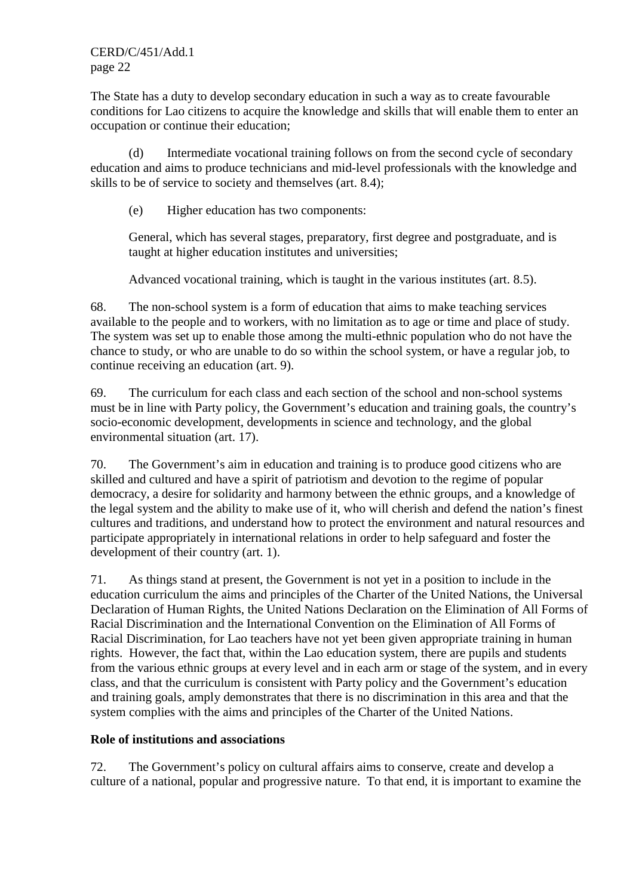The State has a duty to develop secondary education in such a way as to create favourable conditions for Lao citizens to acquire the knowledge and skills that will enable them to enter an occupation or continue their education;

(d) Intermediate vocational training follows on from the second cycle of secondary education and aims to produce technicians and mid-level professionals with the knowledge and skills to be of service to society and themselves (art. 8.4);

(e) Higher education has two components:

General, which has several stages, preparatory, first degree and postgraduate, and is taught at higher education institutes and universities;

Advanced vocational training, which is taught in the various institutes (art. 8.5).

68. The non-school system is a form of education that aims to make teaching services available to the people and to workers, with no limitation as to age or time and place of study. The system was set up to enable those among the multi-ethnic population who do not have the chance to study, or who are unable to do so within the school system, or have a regular job, to continue receiving an education (art. 9).

69. The curriculum for each class and each section of the school and non-school systems must be in line with Party policy, the Government's education and training goals, the country's socio-economic development, developments in science and technology, and the global environmental situation (art. 17).

70. The Government's aim in education and training is to produce good citizens who are skilled and cultured and have a spirit of patriotism and devotion to the regime of popular democracy, a desire for solidarity and harmony between the ethnic groups, and a knowledge of the legal system and the ability to make use of it, who will cherish and defend the nation's finest cultures and traditions, and understand how to protect the environment and natural resources and participate appropriately in international relations in order to help safeguard and foster the development of their country (art. 1).

71. As things stand at present, the Government is not yet in a position to include in the education curriculum the aims and principles of the Charter of the United Nations, the Universal Declaration of Human Rights, the United Nations Declaration on the Elimination of All Forms of Racial Discrimination and the International Convention on the Elimination of All Forms of Racial Discrimination, for Lao teachers have not yet been given appropriate training in human rights. However, the fact that, within the Lao education system, there are pupils and students from the various ethnic groups at every level and in each arm or stage of the system, and in every class, and that the curriculum is consistent with Party policy and the Government's education and training goals, amply demonstrates that there is no discrimination in this area and that the system complies with the aims and principles of the Charter of the United Nations.

**Role of institutions and associations**

72. The Government's policy on cultural affairs aims to conserve, create and develop a culture of a national, popular and progressive nature. To that end, it is important to examine the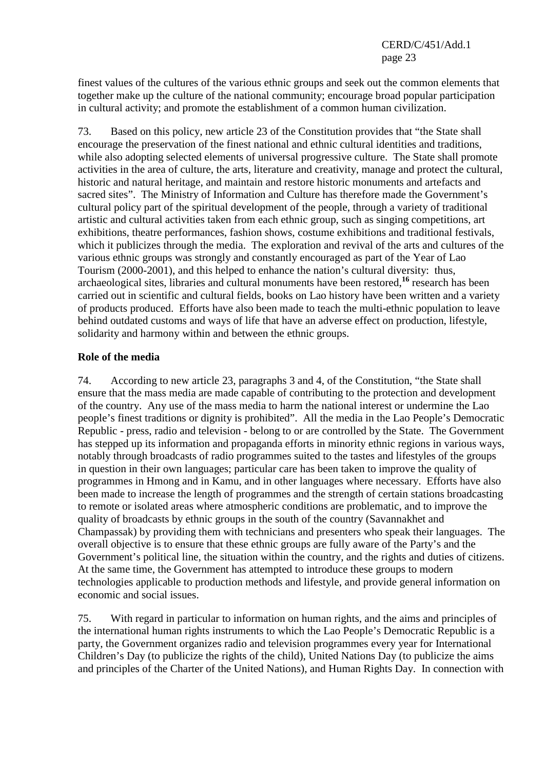finest values of the cultures of the various ethnic groups and seek out the common elements that together make up the culture of the national community; encourage broad popular participation in cultural activity; and promote the establishment of a common human civilization.

73. Based on this policy, new article 23 of the Constitution provides that "the State shall encourage the preservation of the finest national and ethnic cultural identities and traditions, while also adopting selected elements of universal progressive culture. The State shall promote activities in the area of culture, the arts, literature and creativity, manage and protect the cultural, historic and natural heritage, and maintain and restore historic monuments and artefacts and sacred sites". The Ministry of Information and Culture has therefore made the Government's cultural policy part of the spiritual development of the people, through a variety of traditional artistic and cultural activities taken from each ethnic group, such as singing competitions, art exhibitions, theatre performances, fashion shows, costume exhibitions and traditional festivals, which it publicizes through the media. The exploration and revival of the arts and cultures of the various ethnic groups was strongly and constantly encouraged as part of the Year of Lao Tourism (2000-2001), and this helped to enhance the nation's cultural diversity: thus, archaeological sites, libraries and cultural monuments have been restored,[16] research has been carried out in scientific and cultural fields, books on Lao history have been written and a variety of products produced. Efforts have also been made to teach the multi-ethnic population to leave behind outdated customs and ways of life that have an adverse effect on production, lifestyle, solidarity and harmony within and between the ethnic groups.

**Role of the media**

74. According to new article 23, paragraphs 3 and 4, of the Constitution, "the State shall ensure that the mass media are made capable of contributing to the protection and development of the country. Any use of the mass media to harm the national interest or undermine the Lao people's finest traditions or dignity is prohibited". All the media in the Lao People's Democratic Republic - press, radio and television - belong to or are controlled by the State. The Government has stepped up its information and propaganda efforts in minority ethnic regions in various ways, notably through broadcasts of radio programmes suited to the tastes and lifestyles of the groups in question in their own languages; particular care has been taken to improve the quality of programmes in Hmong and in Kamu, and in other languages where necessary. Efforts have also been made to increase the length of programmes and the strength of certain stations broadcasting to remote or isolated areas where atmospheric conditions are problematic, and to improve the quality of broadcasts by ethnic groups in the south of the country (Savannakhet and Champassak) by providing them with technicians and presenters who speak their languages. The overall objective is to ensure that these ethnic groups are fully aware of the Party's and the Government's political line, the situation within the country, and the rights and duties of citizens. At the same time, the Government has attempted to introduce these groups to modern technologies applicable to production methods and lifestyle, and provide general information on economic and social issues.

75. With regard in particular to information on human rights, and the aims and principles of the international human rights instruments to which the Lao People's Democratic Republic is a party, the Government organizes radio and television programmes every year for International Children's Day (to publicize the rights of the child), United Nations Day (to publicize the aims and principles of the Charter of the United Nations), and Human Rights Day. In connection with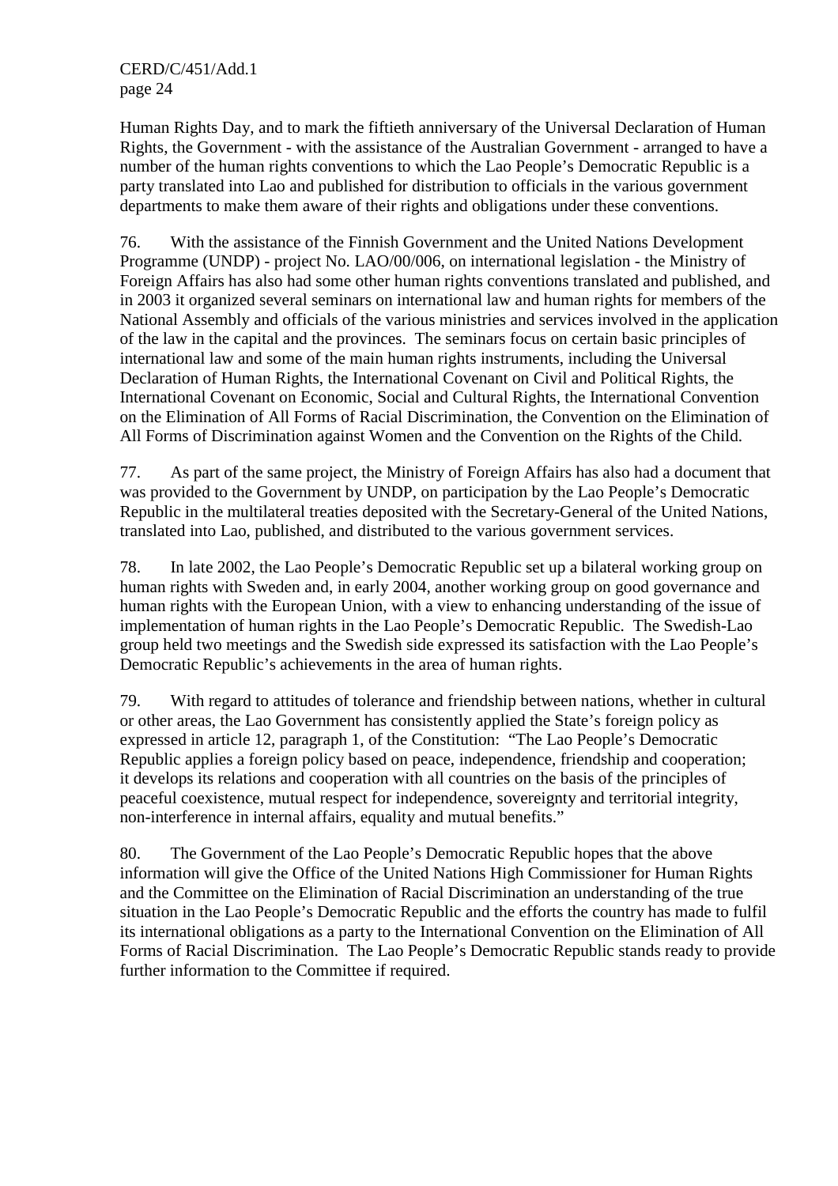Human Rights Day, and to mark the fiftieth anniversary of the Universal Declaration of Human Rights, the Government - with the assistance of the Australian Government - arranged to have a number of the human rights conventions to which the Lao People's Democratic Republic is a party translated into Lao and published for distribution to officials in the various government departments to make them aware of their rights and obligations under these conventions.

76. With the assistance of the Finnish Government and the United Nations Development Programme (UNDP) - project No. LAO/00/006, on international legislation - the Ministry of Foreign Affairs has also had some other human rights conventions translated and published, and in 2003 it organized several seminars on international law and human rights for members of the National Assembly and officials of the various ministries and services involved in the application of the law in the capital and the provinces. The seminars focus on certain basic principles of international law and some of the main human rights instruments, including the Universal Declaration of Human Rights, the International Covenant on Civil and Political Rights, the International Covenant on Economic, Social and Cultural Rights, the International Convention on the Elimination of All Forms of Racial Discrimination, the Convention on the Elimination of All Forms of Discrimination against Women and the Convention on the Rights of the Child.

77. As part of the same project, the Ministry of Foreign Affairs has also had a document that was provided to the Government by UNDP, on participation by the Lao People's Democratic Republic in the multilateral treaties deposited with the Secretary-General of the United Nations, translated into Lao, published, and distributed to the various government services.

78. In late 2002, the Lao People's Democratic Republic set up a bilateral working group on human rights with Sweden and, in early 2004, another working group on good governance and human rights with the European Union, with a view to enhancing understanding of the issue of implementation of human rights in the Lao People's Democratic Republic. The Swedish-Lao group held two meetings and the Swedish side expressed its satisfaction with the Lao People's Democratic Republic's achievements in the area of human rights.

79. With regard to attitudes of tolerance and friendship between nations, whether in cultural or other areas, the Lao Government has consistently applied the State's foreign policy as expressed in article 12, paragraph 1, of the Constitution: "The Lao People's Democratic Republic applies a foreign policy based on peace, independence, friendship and cooperation; it develops its relations and cooperation with all countries on the basis of the principles of peaceful coexistence, mutual respect for independence, sovereignty and territorial integrity, non-interference in internal affairs, equality and mutual benefits."

80. The Government of the Lao People's Democratic Republic hopes that the above information will give the Office of the United Nations High Commissioner for Human Rights and the Committee on the Elimination of Racial Discrimination an understanding of the true situation in the Lao People's Democratic Republic and the efforts the country has made to fulfil its international obligations as a party to the International Convention on the Elimination of All Forms of Racial Discrimination. The Lao People's Democratic Republic stands ready to provide further information to the Committee if required.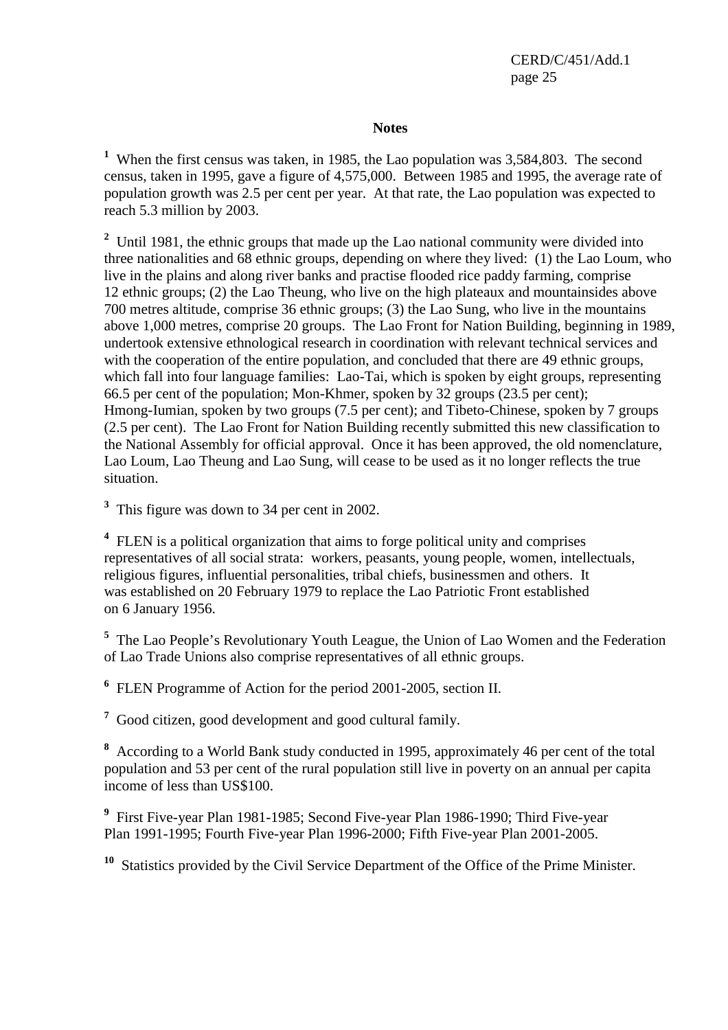## Notes

[1] When the first census was taken, in 1985, the Lao population was 3,584,803. The second census, taken in 1995, gave a figure of 4,575,000. Between 1985 and 1995, the average rate of population growth was 2.5 per cent per year. At that rate, the Lao population was expected to reach 5.3 million by 2003.

[2] Until 1981, the ethnic groups that made up the Lao national community were divided into three nationalities and 68 ethnic groups, depending on where they lived: (1) the Lao Loum, who live in the plains and along river banks and practise flooded rice paddy farming, comprise 12 ethnic groups; (2) the Lao Theung, who live on the high plateaux and mountainsides above 700 metres altitude, comprise 36 ethnic groups; (3) the Lao Sung, who live in the mountains above 1,000 metres, comprise 20 groups. The Lao Front for Nation Building, beginning in 1989, undertook extensive ethnological research in coordination with relevant technical services and with the cooperation of the entire population, and concluded that there are 49 ethnic groups, which fall into four language families: Lao-Tai, which is spoken by eight groups, representing 66.5 per cent of the population; Mon-Khmer, spoken by 32 groups (23.5 per cent); Hmong-Iumian, spoken by two groups (7.5 per cent); and Tibeto-Chinese, spoken by 7 groups (2.5 per cent). The Lao Front for Nation Building recently submitted this new classification to the National Assembly for official approval. Once it has been approved, the old nomenclature, Lao Loum, Lao Theung and Lao Sung, will cease to be used as it no longer reflects the true situation.

[3] This figure was down to 34 per cent in 2002.

[4] FLEN is a political organization that aims to forge political unity and comprises representatives of all social strata: workers, peasants, young people, women, intellectuals, religious figures, influential personalities, tribal chiefs, businessmen and others. It was established on 20 February 1979 to replace the Lao Patriotic Front established on 6 January 1956.

[5] The Lao People's Revolutionary Youth League, the Union of Lao Women and the Federation of Lao Trade Unions also comprise representatives of all ethnic groups.

[6] FLEN Programme of Action for the period 2001-2005, section II.

[7] Good citizen, good development and good cultural family.

[8] According to a World Bank study conducted in 1995, approximately 46 per cent of the total population and 53 per cent of the rural population still live in poverty on an annual per capita income of less than US$100.

[9] First Five-year Plan 1981-1985; Second Five-year Plan 1986-1990; Third Five-year Plan 1991-1995; Fourth Five-year Plan 1996-2000; Fifth Five-year Plan 2001-2005.

[10] Statistics provided by the Civil Service Department of the Office of the Prime Minister.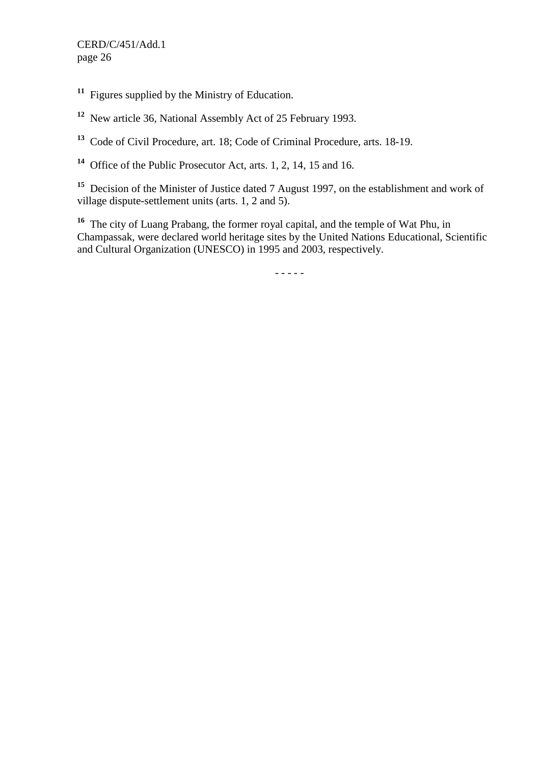[11] Figures supplied by the Ministry of Education.

[12] New article 36, National Assembly Act of 25 February 1993.

[13] Code of Civil Procedure, art. 18; Code of Criminal Procedure, arts. 18-19.

[14] Office of the Public Prosecutor Act, arts. 1, 2, 14, 15 and 16.

[15] Decision of the Minister of Justice dated 7 August 1997, on the establishment and work of village dispute-settlement units (arts. 1, 2 and 5).

[16] The city of Luang Prabang, the former royal capital, and the temple of Wat Phu, in Champassak, were declared world heritage sites by the United Nations Educational, Scientific and Cultural Organization (UNESCO) in 1995 and 2003, respectively.

- - - - -